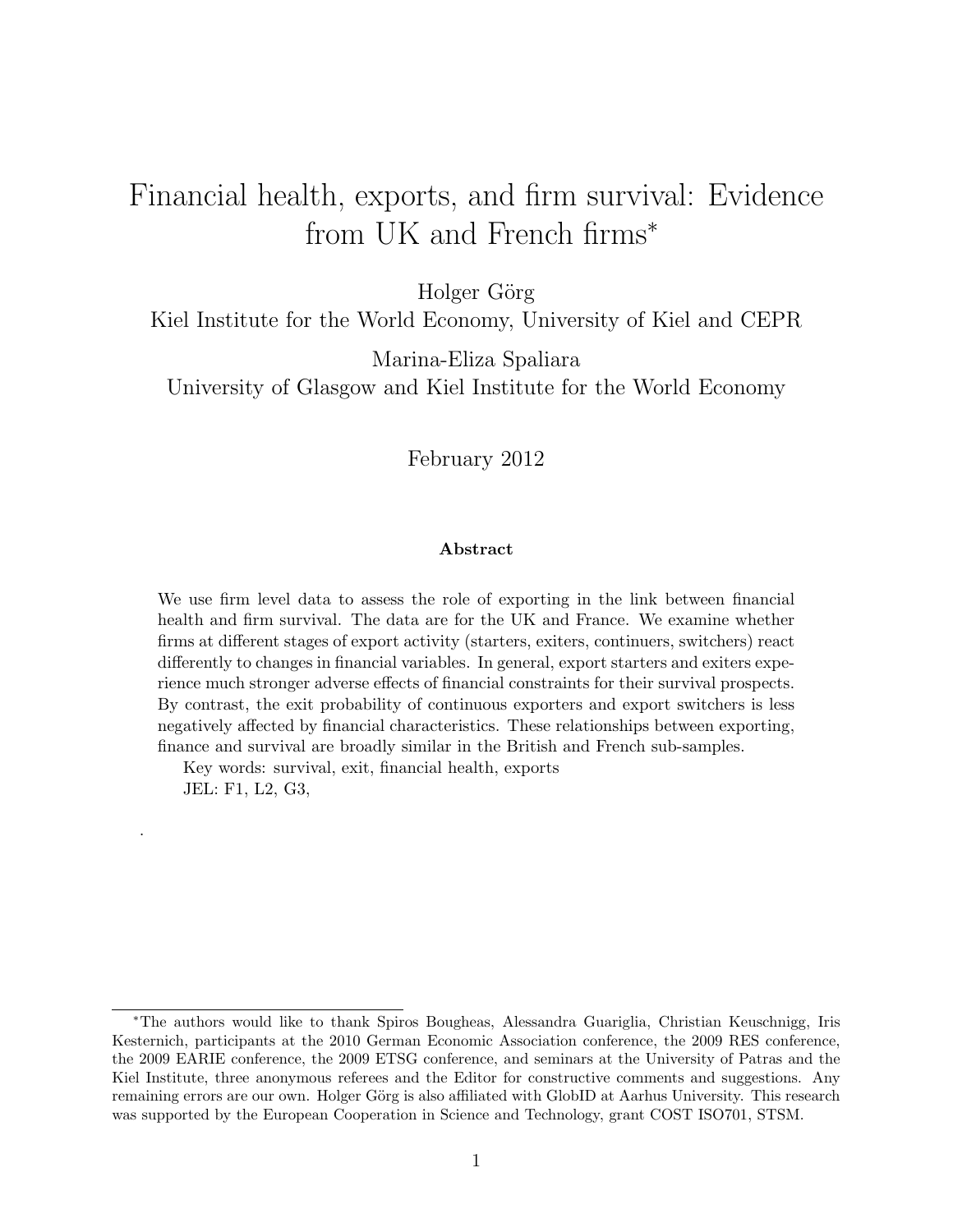# Financial health, exports, and firm survival: Evidence from UK and French firms[*]

Holger Görg
Kiel Institute for the World Economy, University of Kiel and CEPR

Marina-Eliza Spaliara
University of Glasgow and Kiel Institute for the World Economy

February 2012

### Abstract

We use firm level data to assess the role of exporting in the link between financial health and firm survival. The data are for the UK and France. We examine whether firms at different stages of export activity (starters, exiters, continuers, switchers) react differently to changes in financial variables. In general, export starters and exiters experience much stronger adverse effects of financial constraints for their survival prospects. By contrast, the exit probability of continuous exporters and export switchers is less negatively affected by financial characteristics. These relationships between exporting, finance and survival are broadly similar in the British and French sub-samples.

Key words: survival, exit, financial health, exports

JEL: F1, L2, G3,

.

[*]The authors would like to thank Spiros Bougheas, Alessandra Guariglia, Christian Keuschnigg, Iris Kesternich, participants at the 2010 German Economic Association conference, the 2009 RES conference, the 2009 EARIE conference, the 2009 ETSG conference, and seminars at the University of Patras and the Kiel Institute, three anonymous referees and the Editor for constructive comments and suggestions. Any remaining errors are our own. Holger Görg is also affiliated with GlobID at Aarhus University. This research was supported by the European Cooperation in Science and Technology, grant COST ISO701, STSM.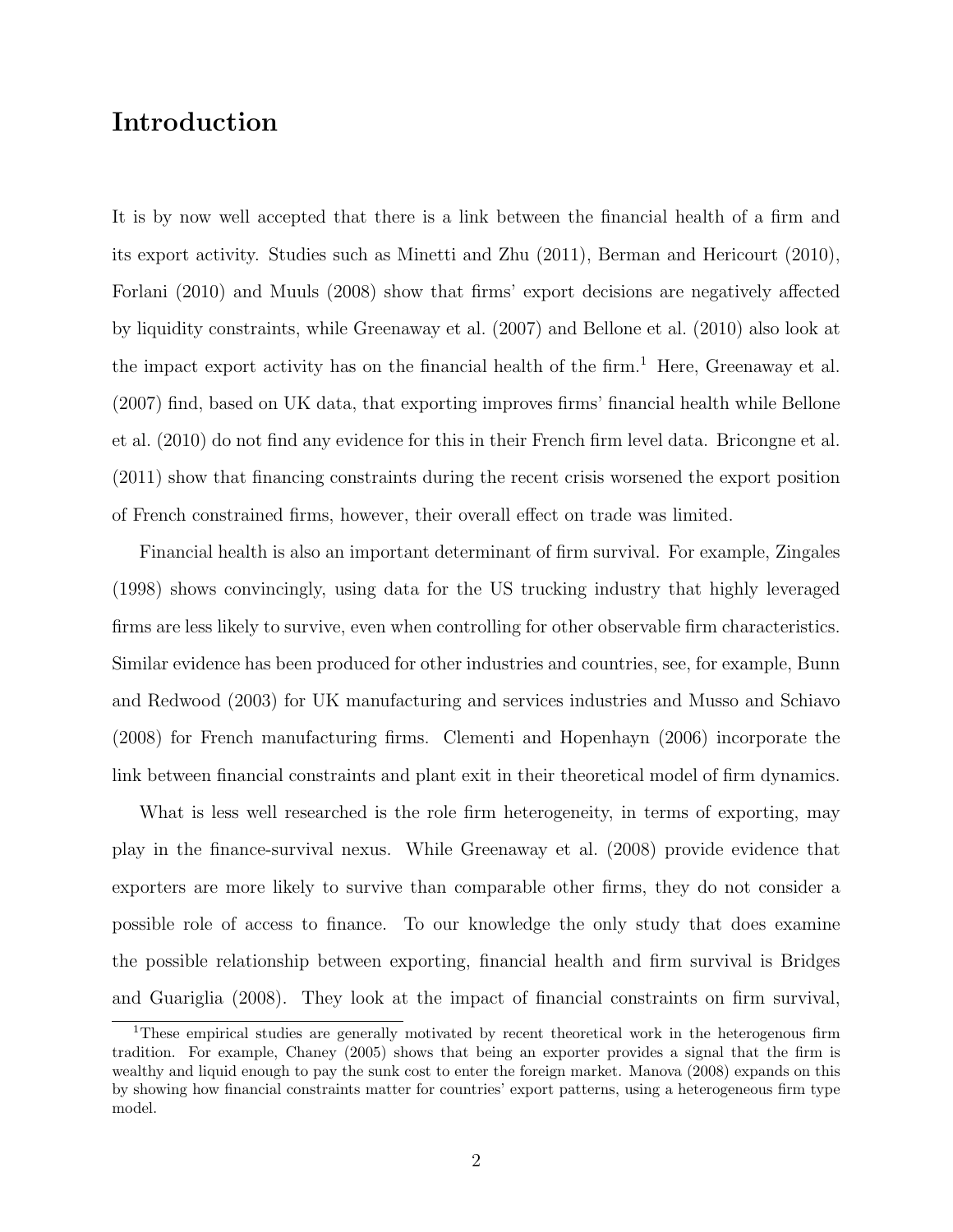# Introduction

It is by now well accepted that there is a link between the financial health of a firm and its export activity. Studies such as Minetti and Zhu (2011), Berman and Hericourt (2010), Forlani (2010) and Muuls (2008) show that firms' export decisions are negatively affected by liquidity constraints, while Greenaway et al. (2007) and Bellone et al. (2010) also look at the impact export activity has on the financial health of the firm.[1] Here, Greenaway et al. (2007) find, based on UK data, that exporting improves firms' financial health while Bellone et al. (2010) do not find any evidence for this in their French firm level data. Bricongne et al. (2011) show that financing constraints during the recent crisis worsened the export position of French constrained firms, however, their overall effect on trade was limited.

Financial health is also an important determinant of firm survival. For example, Zingales (1998) shows convincingly, using data for the US trucking industry that highly leveraged firms are less likely to survive, even when controlling for other observable firm characteristics. Similar evidence has been produced for other industries and countries, see, for example, Bunn and Redwood (2003) for UK manufacturing and services industries and Musso and Schiavo (2008) for French manufacturing firms. Clementi and Hopenhayn (2006) incorporate the link between financial constraints and plant exit in their theoretical model of firm dynamics.

What is less well researched is the role firm heterogeneity, in terms of exporting, may play in the finance-survival nexus. While Greenaway et al. (2008) provide evidence that exporters are more likely to survive than comparable other firms, they do not consider a possible role of access to finance. To our knowledge the only study that does examine the possible relationship between exporting, financial health and firm survival is Bridges and Guariglia (2008). They look at the impact of financial constraints on firm survival,

[1] These empirical studies are generally motivated by recent theoretical work in the heterogenous firm tradition. For example, Chaney (2005) shows that being an exporter provides a signal that the firm is wealthy and liquid enough to pay the sunk cost to enter the foreign market. Manova (2008) expands on this by showing how financial constraints matter for countries' export patterns, using a heterogeneous firm type model.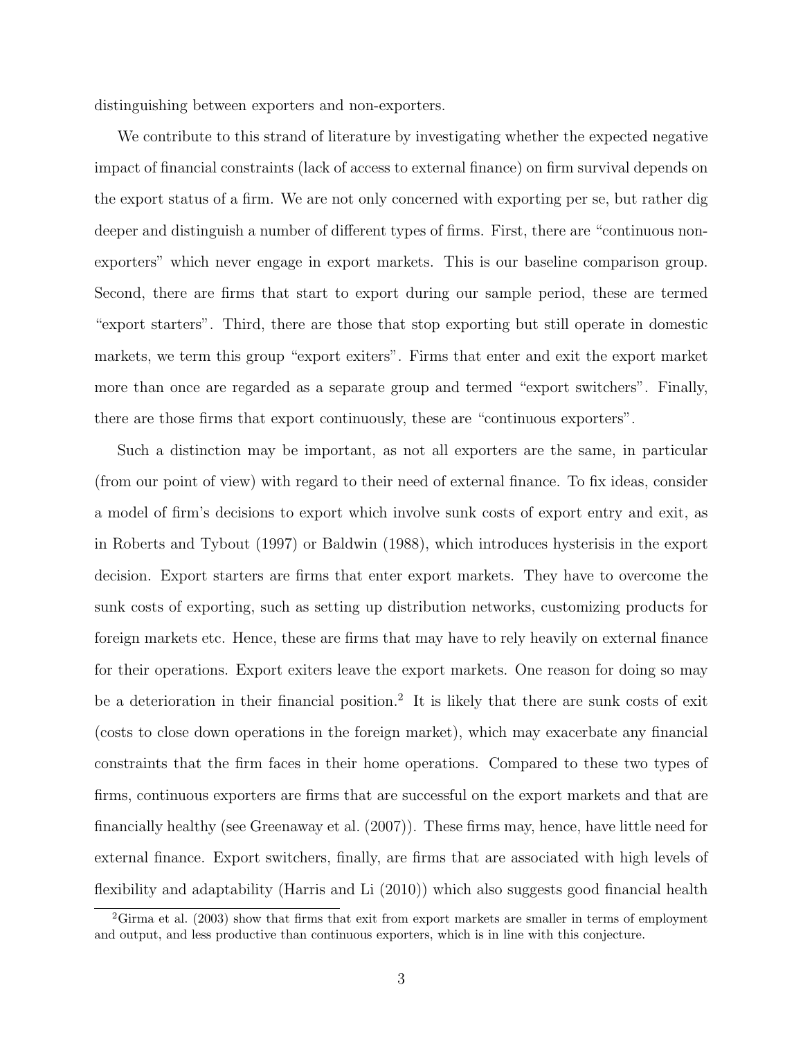distinguishing between exporters and non-exporters.

We contribute to this strand of literature by investigating whether the expected negative impact of financial constraints (lack of access to external finance) on firm survival depends on the export status of a firm. We are not only concerned with exporting per se, but rather dig deeper and distinguish a number of different types of firms. First, there are "continuous non-exporters" which never engage in export markets. This is our baseline comparison group. Second, there are firms that start to export during our sample period, these are termed "export starters". Third, there are those that stop exporting but still operate in domestic markets, we term this group "export exiters". Firms that enter and exit the export market more than once are regarded as a separate group and termed "export switchers". Finally, there are those firms that export continuously, these are "continuous exporters".

Such a distinction may be important, as not all exporters are the same, in particular (from our point of view) with regard to their need of external finance. To fix ideas, consider a model of firm's decisions to export which involve sunk costs of export entry and exit, as in Roberts and Tybout (1997) or Baldwin (1988), which introduces hysterisis in the export decision. Export starters are firms that enter export markets. They have to overcome the sunk costs of exporting, such as setting up distribution networks, customizing products for foreign markets etc. Hence, these are firms that may have to rely heavily on external finance for their operations. Export exiters leave the export markets. One reason for doing so may be a deterioration in their financial position.[2] It is likely that there are sunk costs of exit (costs to close down operations in the foreign market), which may exacerbate any financial constraints that the firm faces in their home operations. Compared to these two types of firms, continuous exporters are firms that are successful on the export markets and that are financially healthy (see Greenaway et al. (2007)). These firms may, hence, have little need for external finance. Export switchers, finally, are firms that are associated with high levels of flexibility and adaptability (Harris and Li (2010)) which also suggests good financial health

[2] Girma et al. (2003) show that firms that exit from export markets are smaller in terms of employment and output, and less productive than continuous exporters, which is in line with this conjecture.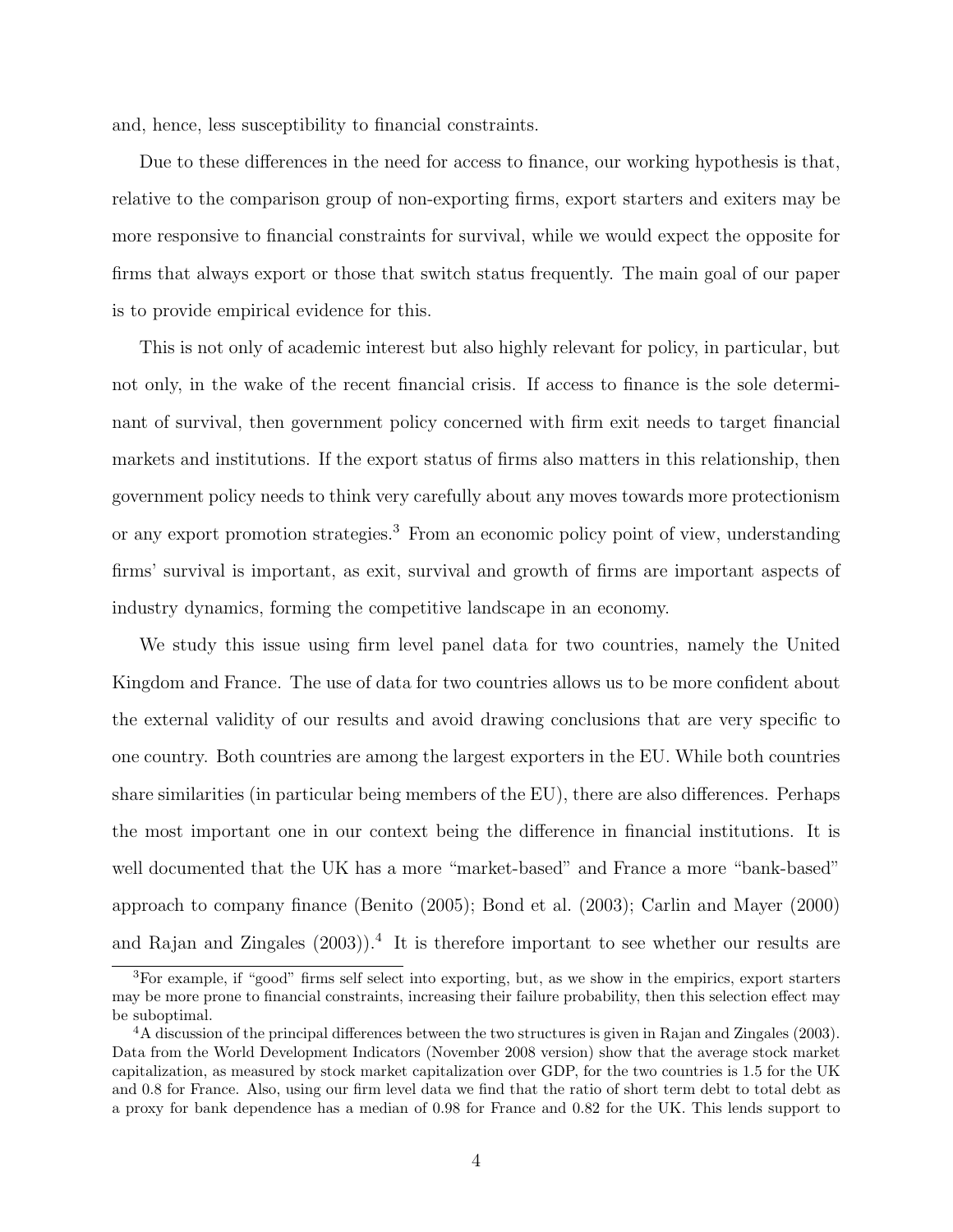and, hence, less susceptibility to financial constraints.

Due to these differences in the need for access to finance, our working hypothesis is that, relative to the comparison group of non-exporting firms, export starters and exiters may be more responsive to financial constraints for survival, while we would expect the opposite for firms that always export or those that switch status frequently. The main goal of our paper is to provide empirical evidence for this.

This is not only of academic interest but also highly relevant for policy, in particular, but not only, in the wake of the recent financial crisis. If access to finance is the sole determinant of survival, then government policy concerned with firm exit needs to target financial markets and institutions. If the export status of firms also matters in this relationship, then government policy needs to think very carefully about any moves towards more protectionism or any export promotion strategies.[3] From an economic policy point of view, understanding firms' survival is important, as exit, survival and growth of firms are important aspects of industry dynamics, forming the competitive landscape in an economy.

We study this issue using firm level panel data for two countries, namely the United Kingdom and France. The use of data for two countries allows us to be more confident about the external validity of our results and avoid drawing conclusions that are very specific to one country. Both countries are among the largest exporters in the EU. While both countries share similarities (in particular being members of the EU), there are also differences. Perhaps the most important one in our context being the difference in financial institutions. It is well documented that the UK has a more "market-based" and France a more "bank-based" approach to company finance (Benito (2005); Bond et al. (2003); Carlin and Mayer (2000) and Rajan and Zingales (2003)).[4] It is therefore important to see whether our results are

[3] For example, if "good" firms self select into exporting, but, as we show in the empirics, export starters may be more prone to financial constraints, increasing their failure probability, then this selection effect may be suboptimal.

[4] A discussion of the principal differences between the two structures is given in Rajan and Zingales (2003). Data from the World Development Indicators (November 2008 version) show that the average stock market capitalization, as measured by stock market capitalization over GDP, for the two countries is 1.5 for the UK and 0.8 for France. Also, using our firm level data we find that the ratio of short term debt to total debt as a proxy for bank dependence has a median of 0.98 for France and 0.82 for the UK. This lends support to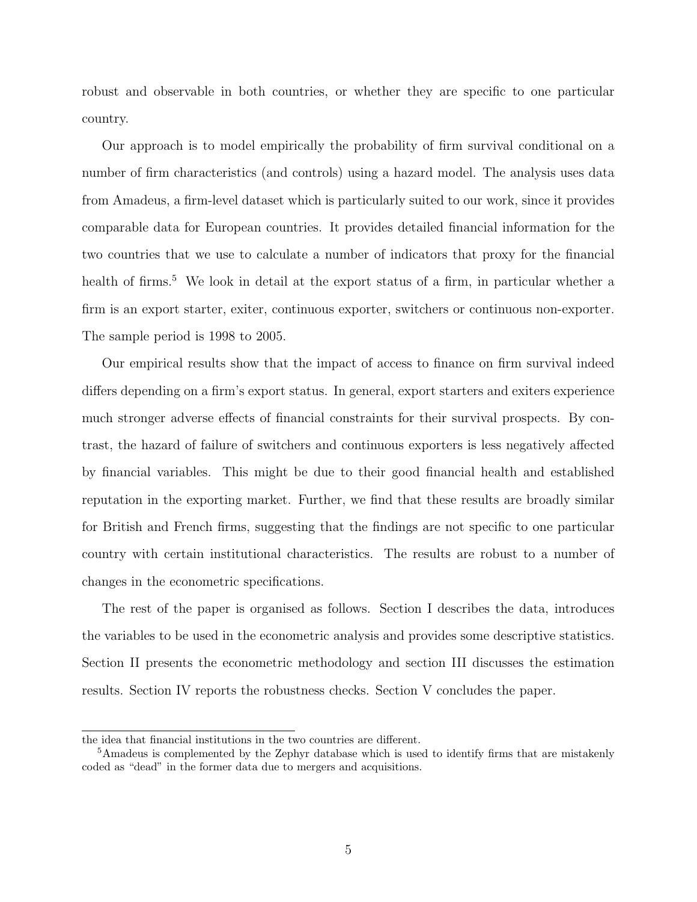robust and observable in both countries, or whether they are specific to one particular country.

Our approach is to model empirically the probability of firm survival conditional on a number of firm characteristics (and controls) using a hazard model. The analysis uses data from Amadeus, a firm-level dataset which is particularly suited to our work, since it provides comparable data for European countries. It provides detailed financial information for the two countries that we use to calculate a number of indicators that proxy for the financial health of firms.[5] We look in detail at the export status of a firm, in particular whether a firm is an export starter, exiter, continuous exporter, switchers or continuous non-exporter. The sample period is 1998 to 2005.

Our empirical results show that the impact of access to finance on firm survival indeed differs depending on a firm's export status. In general, export starters and exiters experience much stronger adverse effects of financial constraints for their survival prospects. By contrast, the hazard of failure of switchers and continuous exporters is less negatively affected by financial variables. This might be due to their good financial health and established reputation in the exporting market. Further, we find that these results are broadly similar for British and French firms, suggesting that the findings are not specific to one particular country with certain institutional characteristics. The results are robust to a number of changes in the econometric specifications.

The rest of the paper is organised as follows. Section I describes the data, introduces the variables to be used in the econometric analysis and provides some descriptive statistics. Section II presents the econometric methodology and section III discusses the estimation results. Section IV reports the robustness checks. Section V concludes the paper.

---

the idea that financial institutions in the two countries are different.

[5]Amadeus is complemented by the Zephyr database which is used to identify firms that are mistakenly coded as "dead" in the former data due to mergers and acquisitions.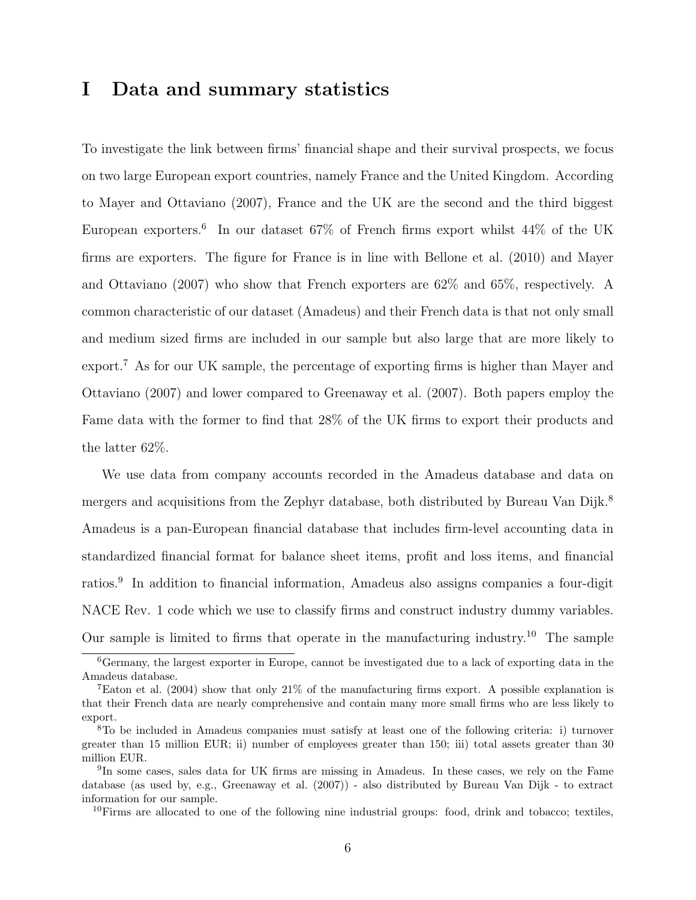# I Data and summary statistics

To investigate the link between firms' financial shape and their survival prospects, we focus on two large European export countries, namely France and the United Kingdom. According to Mayer and Ottaviano (2007), France and the UK are the second and the third biggest European exporters.[6] In our dataset 67% of French firms export whilst 44% of the UK firms are exporters. The figure for France is in line with Bellone et al. (2010) and Mayer and Ottaviano (2007) who show that French exporters are 62% and 65%, respectively. A common characteristic of our dataset (Amadeus) and their French data is that not only small and medium sized firms are included in our sample but also large that are more likely to export.[7] As for our UK sample, the percentage of exporting firms is higher than Mayer and Ottaviano (2007) and lower compared to Greenaway et al. (2007). Both papers employ the Fame data with the former to find that 28% of the UK firms to export their products and the latter 62%.

We use data from company accounts recorded in the Amadeus database and data on mergers and acquisitions from the Zephyr database, both distributed by Bureau Van Dijk.[8] Amadeus is a pan-European financial database that includes firm-level accounting data in standardized financial format for balance sheet items, profit and loss items, and financial ratios.[9] In addition to financial information, Amadeus also assigns companies a four-digit NACE Rev. 1 code which we use to classify firms and construct industry dummy variables. Our sample is limited to firms that operate in the manufacturing industry.[10] The sample

[6]Germany, the largest exporter in Europe, cannot be investigated due to a lack of exporting data in the Amadeus database.

[7]Eaton et al. (2004) show that only 21% of the manufacturing firms export. A possible explanation is that their French data are nearly comprehensive and contain many more small firms who are less likely to export.

[8]To be included in Amadeus companies must satisfy at least one of the following criteria: i) turnover greater than 15 million EUR; ii) number of employees greater than 150; iii) total assets greater than 30 million EUR.

[9]In some cases, sales data for UK firms are missing in Amadeus. In these cases, we rely on the Fame database (as used by, e.g., Greenaway et al. (2007)) - also distributed by Bureau Van Dijk - to extract information for our sample.

[10]Firms are allocated to one of the following nine industrial groups: food, drink and tobacco; textiles,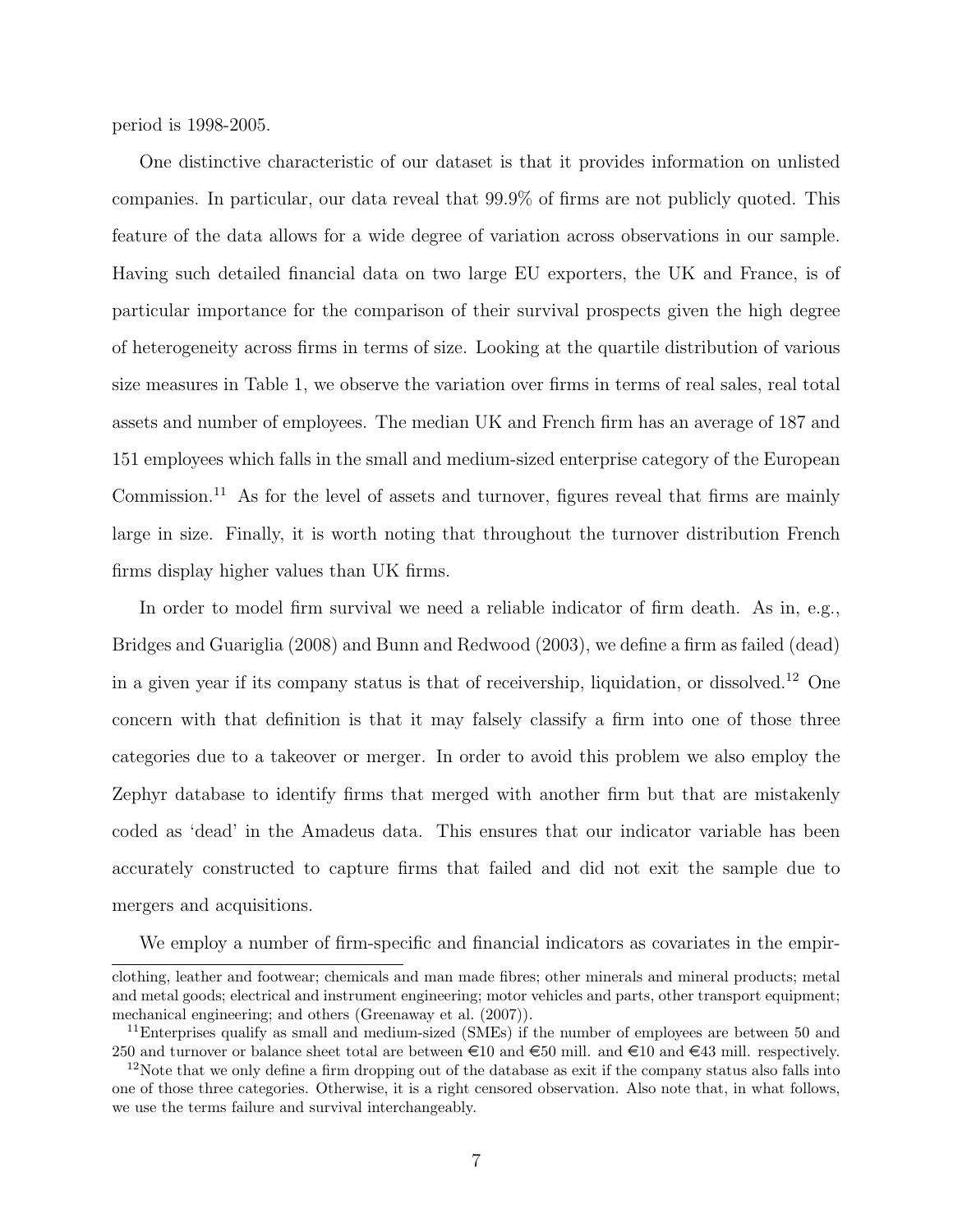period is 1998-2005.

One distinctive characteristic of our dataset is that it provides information on unlisted companies. In particular, our data reveal that 99.9% of firms are not publicly quoted. This feature of the data allows for a wide degree of variation across observations in our sample. Having such detailed financial data on two large EU exporters, the UK and France, is of particular importance for the comparison of their survival prospects given the high degree of heterogeneity across firms in terms of size. Looking at the quartile distribution of various size measures in Table 1, we observe the variation over firms in terms of real sales, real total assets and number of employees. The median UK and French firm has an average of 187 and 151 employees which falls in the small and medium-sized enterprise category of the European Commission.[11] As for the level of assets and turnover, figures reveal that firms are mainly large in size. Finally, it is worth noting that throughout the turnover distribution French firms display higher values than UK firms.

In order to model firm survival we need a reliable indicator of firm death. As in, e.g., Bridges and Guariglia (2008) and Bunn and Redwood (2003), we define a firm as failed (dead) in a given year if its company status is that of receivership, liquidation, or dissolved.[12] One concern with that definition is that it may falsely classify a firm into one of those three categories due to a takeover or merger. In order to avoid this problem we also employ the Zephyr database to identify firms that merged with another firm but that are mistakenly coded as 'dead' in the Amadeus data. This ensures that our indicator variable has been accurately constructed to capture firms that failed and did not exit the sample due to mergers and acquisitions.

We employ a number of firm-specific and financial indicators as covariates in the empir-

---

clothing, leather and footwear; chemicals and man made fibres; other minerals and mineral products; metal and metal goods; electrical and instrument engineering; motor vehicles and parts, other transport equipment; mechanical engineering; and others (Greenaway et al. (2007)).

[11] Enterprises qualify as small and medium-sized (SMEs) if the number of employees are between 50 and 250 and turnover or balance sheet total are between €10 and €50 mill. and €10 and €43 mill. respectively.

[12] Note that we only define a firm dropping out of the database as exit if the company status also falls into one of those three categories. Otherwise, it is a right censored observation. Also note that, in what follows, we use the terms failure and survival interchangeably.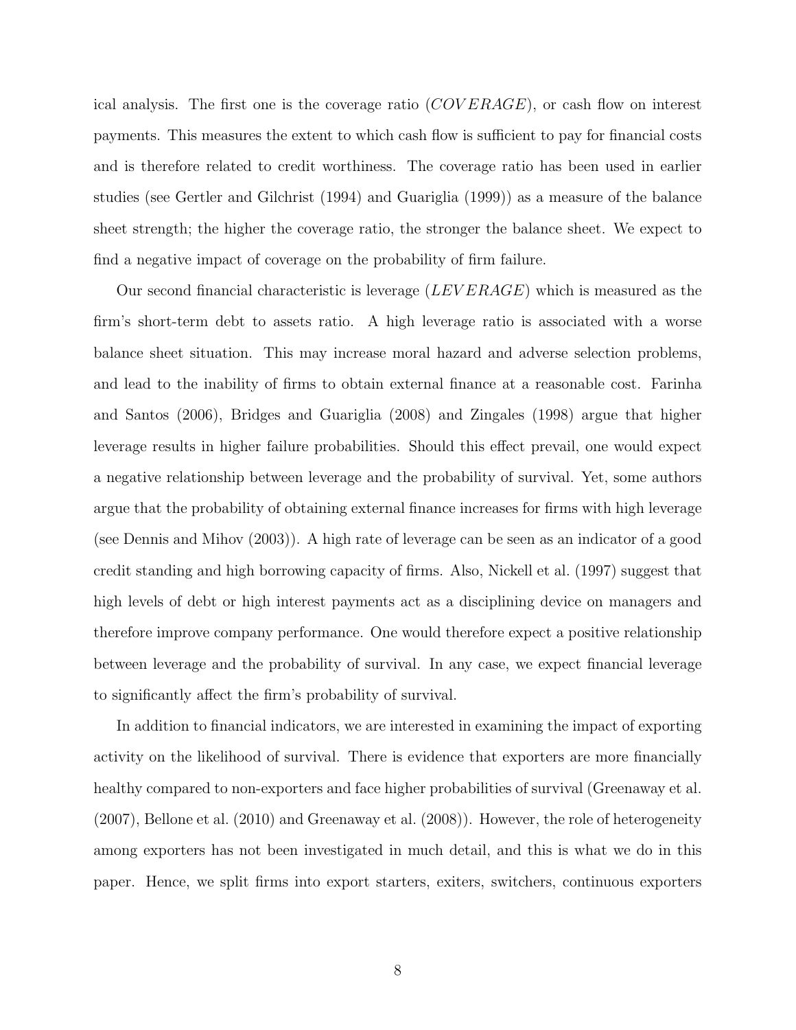ical analysis. The first one is the coverage ratio ($COVERAGE$), or cash flow on interest payments. This measures the extent to which cash flow is sufficient to pay for financial costs and is therefore related to credit worthiness. The coverage ratio has been used in earlier studies (see Gertler and Gilchrist (1994) and Guariglia (1999)) as a measure of the balance sheet strength; the higher the coverage ratio, the stronger the balance sheet. We expect to find a negative impact of coverage on the probability of firm failure.

Our second financial characteristic is leverage ($LEVERAGE$) which is measured as the firm's short-term debt to assets ratio. A high leverage ratio is associated with a worse balance sheet situation. This may increase moral hazard and adverse selection problems, and lead to the inability of firms to obtain external finance at a reasonable cost. Farinha and Santos (2006), Bridges and Guariglia (2008) and Zingales (1998) argue that higher leverage results in higher failure probabilities. Should this effect prevail, one would expect a negative relationship between leverage and the probability of survival. Yet, some authors argue that the probability of obtaining external finance increases for firms with high leverage (see Dennis and Mihov (2003)). A high rate of leverage can be seen as an indicator of a good credit standing and high borrowing capacity of firms. Also, Nickell et al. (1997) suggest that high levels of debt or high interest payments act as a disciplining device on managers and therefore improve company performance. One would therefore expect a positive relationship between leverage and the probability of survival. In any case, we expect financial leverage to significantly affect the firm's probability of survival.

In addition to financial indicators, we are interested in examining the impact of exporting activity on the likelihood of survival. There is evidence that exporters are more financially healthy compared to non-exporters and face higher probabilities of survival (Greenaway et al. (2007), Bellone et al. (2010) and Greenaway et al. (2008)). However, the role of heterogeneity among exporters has not been investigated in much detail, and this is what we do in this paper. Hence, we split firms into export starters, exiters, switchers, continuous exporters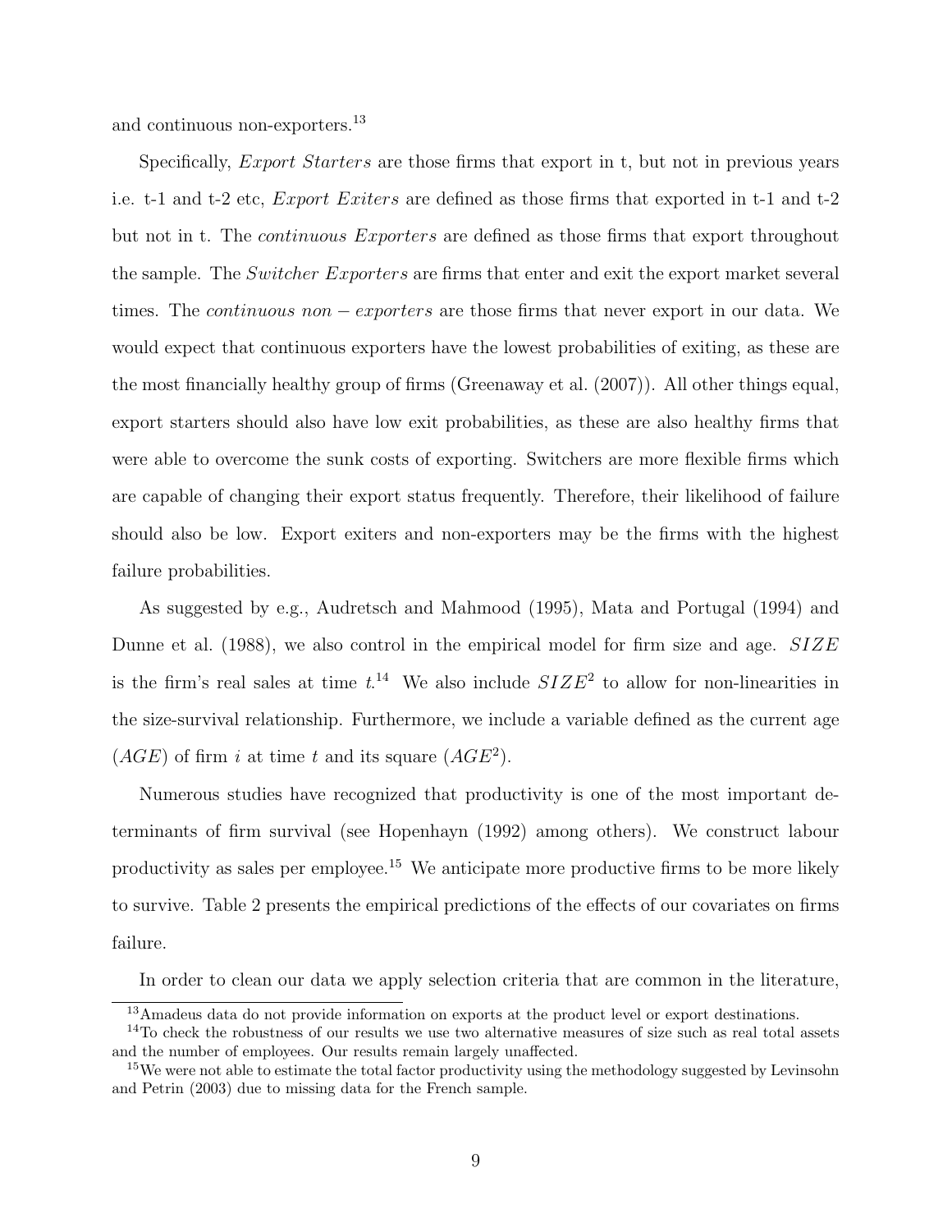and continuous non-exporters.[13]

Specifically, *Export Starters* are those firms that export in t, but not in previous years i.e. t-1 and t-2 etc, *Export Exiters* are defined as those firms that exported in t-1 and t-2 but not in t. The *continuous Exporters* are defined as those firms that export throughout the sample. The *Switcher Exporters* are firms that enter and exit the export market several times. The $continuous\ non-exporters$ are those firms that never export in our data. We would expect that continuous exporters have the lowest probabilities of exiting, as these are the most financially healthy group of firms (Greenaway et al. (2007)). All other things equal, export starters should also have low exit probabilities, as these are also healthy firms that were able to overcome the sunk costs of exporting. Switchers are more flexible firms which are capable of changing their export status frequently. Therefore, their likelihood of failure should also be low. Export exiters and non-exporters may be the firms with the highest failure probabilities.

As suggested by e.g., Audretsch and Mahmood (1995), Mata and Portugal (1994) and Dunne et al. (1988), we also control in the empirical model for firm size and age. $SIZE$ is the firm's real sales at time $t$.[14] We also include $SIZE^2$ to allow for non-linearities in the size-survival relationship. Furthermore, we include a variable defined as the current age ($AGE$) of firm $i$ at time $t$ and its square ($AGE^2$).

Numerous studies have recognized that productivity is one of the most important determinants of firm survival (see Hopenhayn (1992) among others). We construct labour productivity as sales per employee.[15] We anticipate more productive firms to be more likely to survive. Table 2 presents the empirical predictions of the effects of our covariates on firms failure.

In order to clean our data we apply selection criteria that are common in the literature,

[13] Amadeus data do not provide information on exports at the product level or export destinations.

[14] To check the robustness of our results we use two alternative measures of size such as real total assets and the number of employees. Our results remain largely unaffected.

[15] We were not able to estimate the total factor productivity using the methodology suggested by Levinsohn and Petrin (2003) due to missing data for the French sample.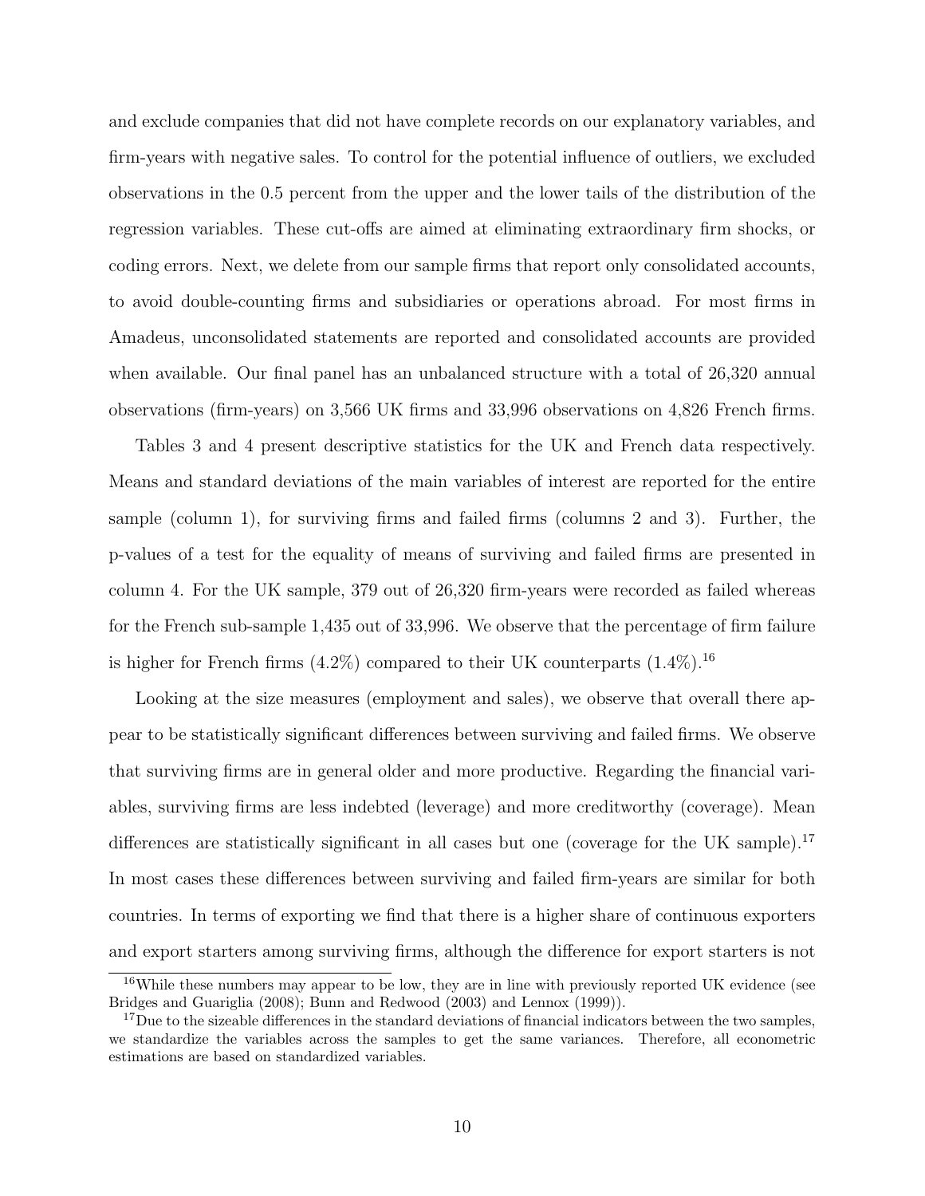and exclude companies that did not have complete records on our explanatory variables, and firm-years with negative sales. To control for the potential influence of outliers, we excluded observations in the 0.5 percent from the upper and the lower tails of the distribution of the regression variables. These cut-offs are aimed at eliminating extraordinary firm shocks, or coding errors. Next, we delete from our sample firms that report only consolidated accounts, to avoid double-counting firms and subsidiaries or operations abroad. For most firms in Amadeus, unconsolidated statements are reported and consolidated accounts are provided when available. Our final panel has an unbalanced structure with a total of 26,320 annual observations (firm-years) on 3,566 UK firms and 33,996 observations on 4,826 French firms.

Tables 3 and 4 present descriptive statistics for the UK and French data respectively. Means and standard deviations of the main variables of interest are reported for the entire sample (column 1), for surviving firms and failed firms (columns 2 and 3). Further, the p-values of a test for the equality of means of surviving and failed firms are presented in column 4. For the UK sample, 379 out of 26,320 firm-years were recorded as failed whereas for the French sub-sample 1,435 out of 33,996. We observe that the percentage of firm failure is higher for French firms (4.2%) compared to their UK counterparts (1.4%).[16]

Looking at the size measures (employment and sales), we observe that overall there appear to be statistically significant differences between surviving and failed firms. We observe that surviving firms are in general older and more productive. Regarding the financial variables, surviving firms are less indebted (leverage) and more creditworthy (coverage). Mean differences are statistically significant in all cases but one (coverage for the UK sample).[17] In most cases these differences between surviving and failed firm-years are similar for both countries. In terms of exporting we find that there is a higher share of continuous exporters and export starters among surviving firms, although the difference for export starters is not

[16] While these numbers may appear to be low, they are in line with previously reported UK evidence (see Bridges and Guariglia (2008); Bunn and Redwood (2003) and Lennox (1999)).

[17] Due to the sizeable differences in the standard deviations of financial indicators between the two samples, we standardize the variables across the samples to get the same variances. Therefore, all econometric estimations are based on standardized variables.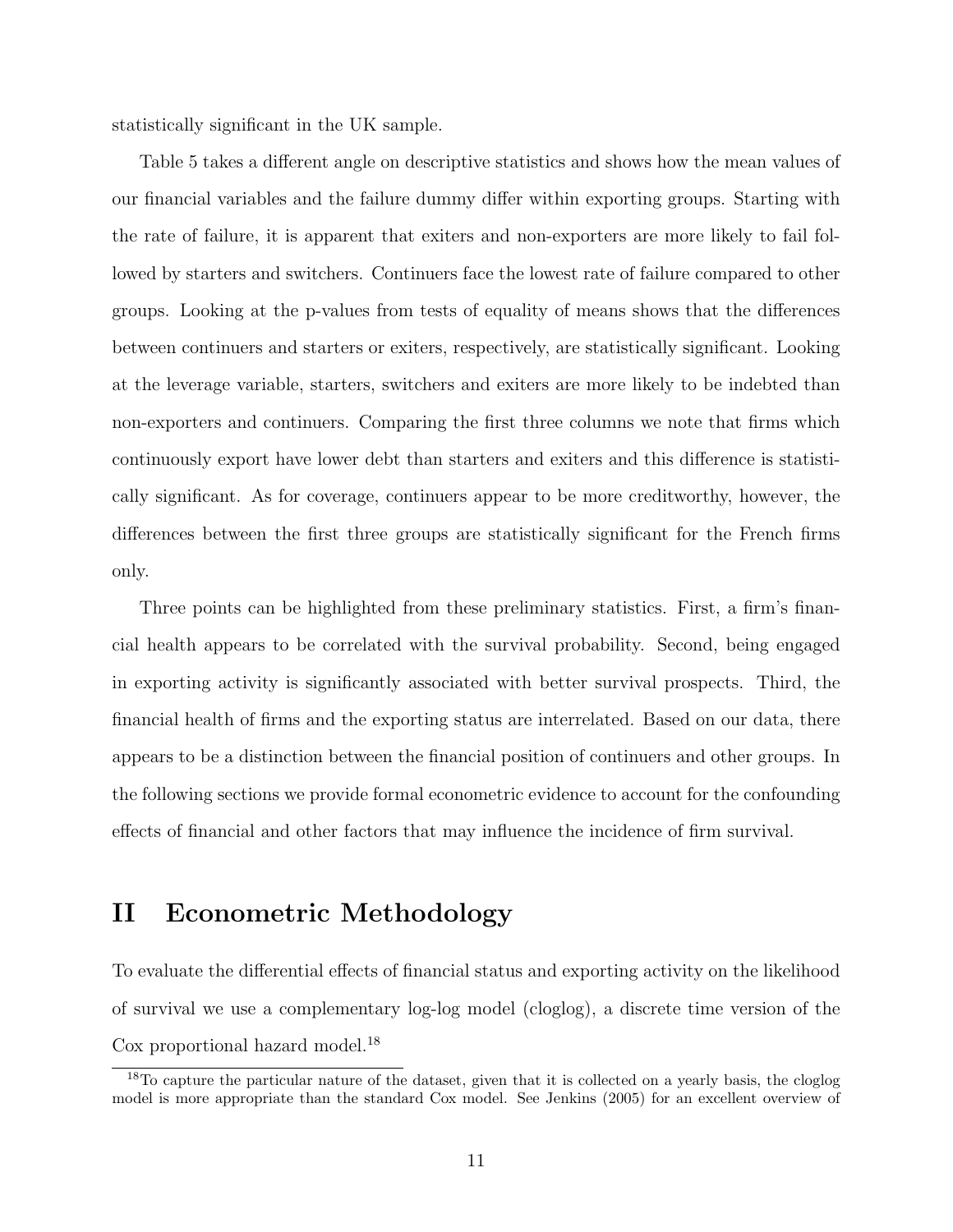statistically significant in the UK sample.

Table 5 takes a different angle on descriptive statistics and shows how the mean values of our financial variables and the failure dummy differ within exporting groups. Starting with the rate of failure, it is apparent that exiters and non-exporters are more likely to fail followed by starters and switchers. Continuers face the lowest rate of failure compared to other groups. Looking at the p-values from tests of equality of means shows that the differences between continuers and starters or exiters, respectively, are statistically significant. Looking at the leverage variable, starters, switchers and exiters are more likely to be indebted than non-exporters and continuers. Comparing the first three columns we note that firms which continuously export have lower debt than starters and exiters and this difference is statistically significant. As for coverage, continuers appear to be more creditworthy, however, the differences between the first three groups are statistically significant for the French firms only.

Three points can be highlighted from these preliminary statistics. First, a firm's financial health appears to be correlated with the survival probability. Second, being engaged in exporting activity is significantly associated with better survival prospects. Third, the financial health of firms and the exporting status are interrelated. Based on our data, there appears to be a distinction between the financial position of continuers and other groups. In the following sections we provide formal econometric evidence to account for the confounding effects of financial and other factors that may influence the incidence of firm survival.

# II Econometric Methodology

To evaluate the differential effects of financial status and exporting activity on the likelihood of survival we use a complementary log-log model (cloglog), a discrete time version of the Cox proportional hazard model.[18]

[18] To capture the particular nature of the dataset, given that it is collected on a yearly basis, the cloglog model is more appropriate than the standard Cox model. See Jenkins (2005) for an excellent overview of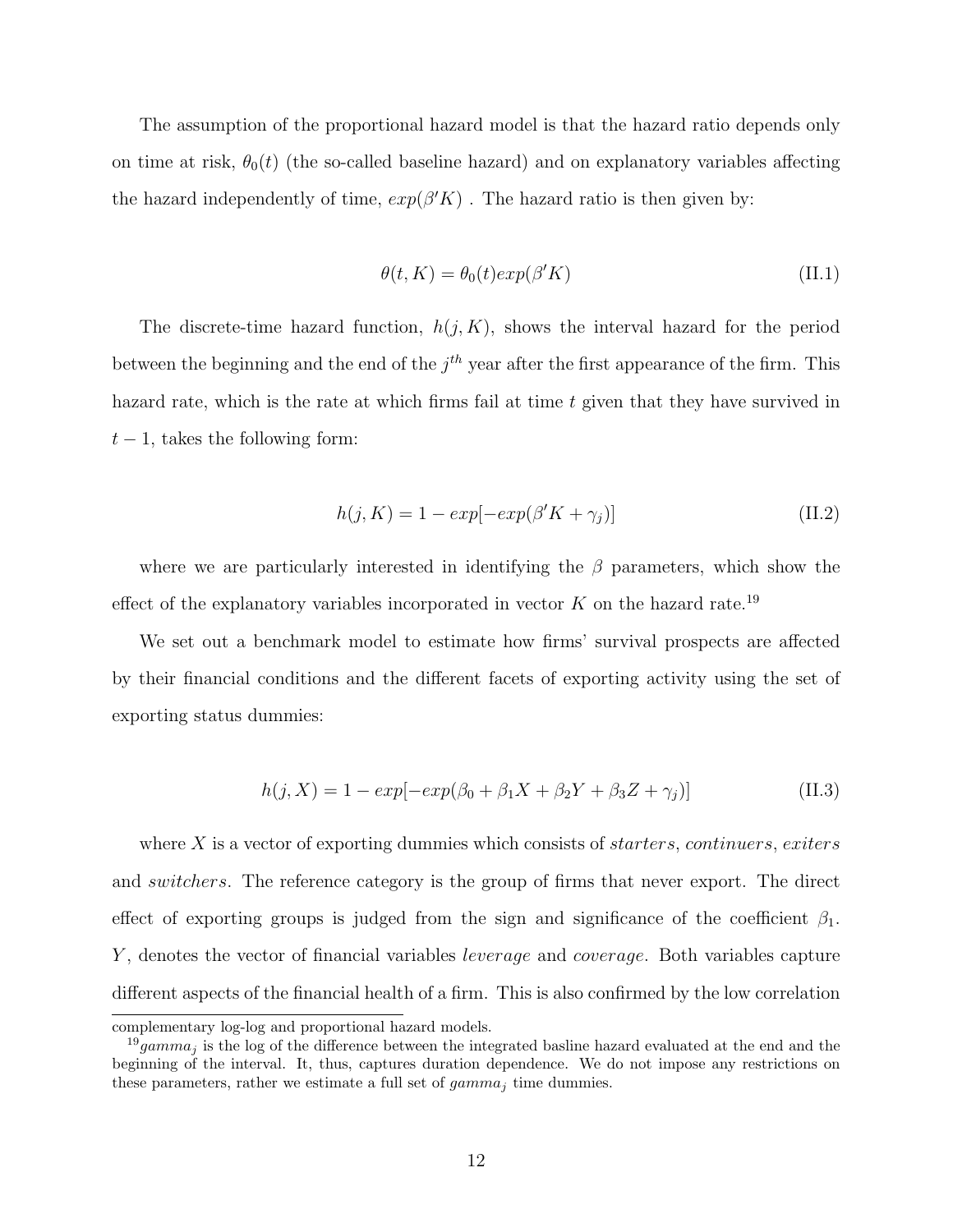The assumption of the proportional hazard model is that the hazard ratio depends only on time at risk, $\theta_0(t)$ (the so-called baseline hazard) and on explanatory variables affecting the hazard independently of time, $exp(\beta' K)$ . The hazard ratio is then given by:

$$\theta(t, K) = \theta_0(t) exp(\beta' K) \tag{II.1}$$

The discrete-time hazard function, $h(j, K)$, shows the interval hazard for the period between the beginning and the end of the $j^{th}$ year after the first appearance of the firm. This hazard rate, which is the rate at which firms fail at time $t$ given that they have survived in $t-1$, takes the following form:

$$h(j, K) = 1 - exp[-exp(\beta' K + \gamma_j)] \tag{II.2}$$

where we are particularly interested in identifying the $\beta$ parameters, which show the effect of the explanatory variables incorporated in vector $K$ on the hazard rate.[19]

We set out a benchmark model to estimate how firms' survival prospects are affected by their financial conditions and the different facets of exporting activity using the set of exporting status dummies:

$$h(j, X) = 1 - exp[-exp(\beta_0 + \beta_1 X + \beta_2 Y + \beta_3 Z + \gamma_j)] \tag{II.3}$$

where $X$ is a vector of exporting dummies which consists of *starters*, *continuers*, *exiters* and *switchers*. The reference category is the group of firms that never export. The direct effect of exporting groups is judged from the sign and significance of the coefficient $\beta_1$. $Y$, denotes the vector of financial variables *leverage* and *coverage*. Both variables capture different aspects of the financial health of a firm. This is also confirmed by the low correlation

---

complementary log-log and proportional hazard models.

[19] $gamma_j$ is the log of the difference between the integrated basline hazard evaluated at the end and the beginning of the interval. It, thus, captures duration dependence. We do not impose any restrictions on these parameters, rather we estimate a full set of $gamma_j$ time dummies.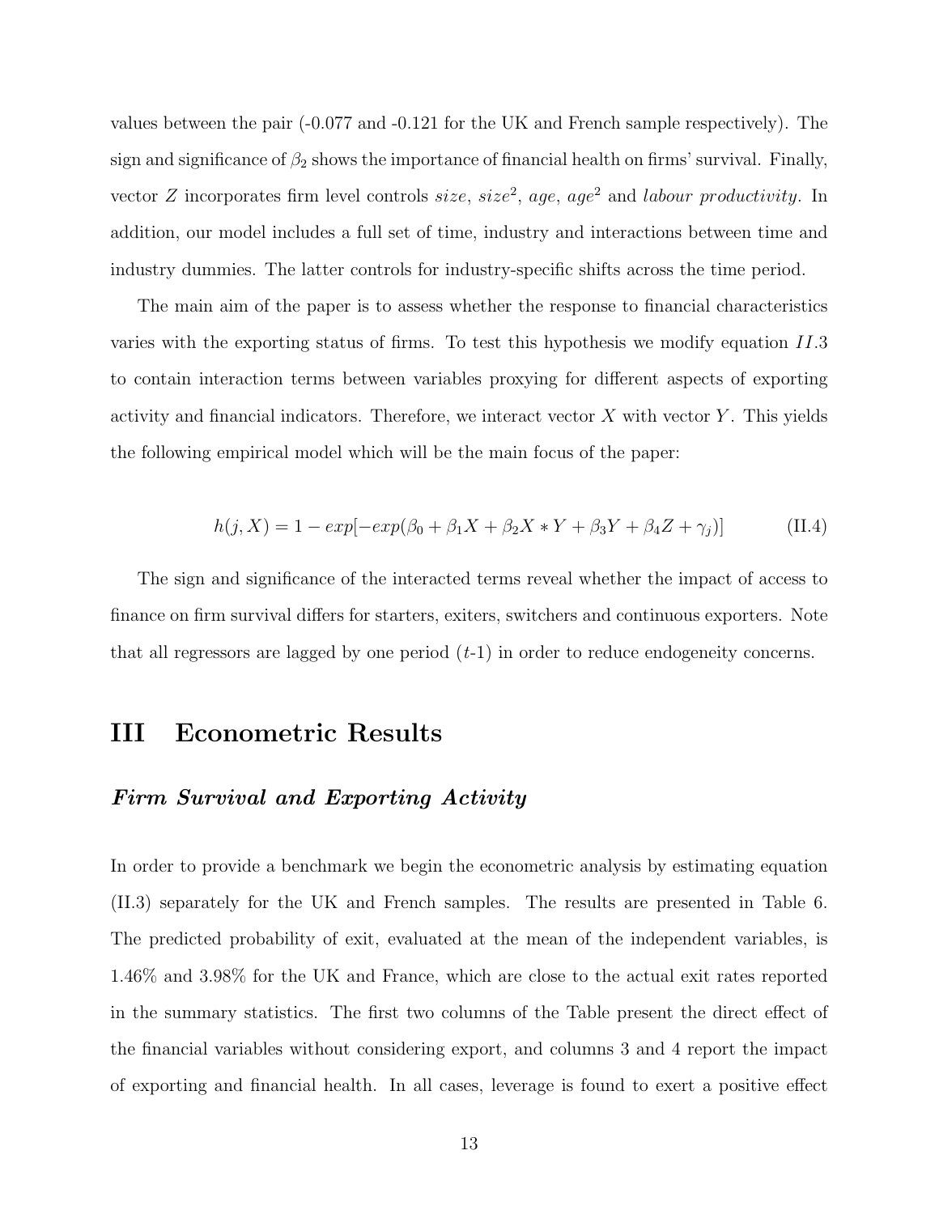values between the pair (-0.077 and -0.121 for the UK and French sample respectively). The sign and significance of $\beta_2$ shows the importance of financial health on firms' survival. Finally, vector $Z$ incorporates firm level controls *size*, *size*$^2$, *age*, *age*$^2$ and *labour productivity*. In addition, our model includes a full set of time, industry and interactions between time and industry dummies. The latter controls for industry-specific shifts across the time period.

The main aim of the paper is to assess whether the response to financial characteristics varies with the exporting status of firms. To test this hypothesis we modify equation $II.3$ to contain interaction terms between variables proxying for different aspects of exporting activity and financial indicators. Therefore, we interact vector $X$ with vector $Y$. This yields the following empirical model which will be the main focus of the paper:

$$h(j, X) = 1 - exp[-exp(\beta_0 + \beta_1 X + \beta_2 X * Y + \beta_3 Y + \beta_4 Z + \gamma_j)] \quad \text{(II.4)}$$

The sign and significance of the interacted terms reveal whether the impact of access to finance on firm survival differs for starters, exiters, switchers and continuous exporters. Note that all regressors are lagged by one period ($t$-1) in order to reduce endogeneity concerns.

# III Econometric Results

### *Firm Survival and Exporting Activity*

In order to provide a benchmark we begin the econometric analysis by estimating equation (II.3) separately for the UK and French samples. The results are presented in Table 6. The predicted probability of exit, evaluated at the mean of the independent variables, is 1.46% and 3.98% for the UK and France, which are close to the actual exit rates reported in the summary statistics. The first two columns of the Table present the direct effect of the financial variables without considering export, and columns 3 and 4 report the impact of exporting and financial health. In all cases, leverage is found to exert a positive effect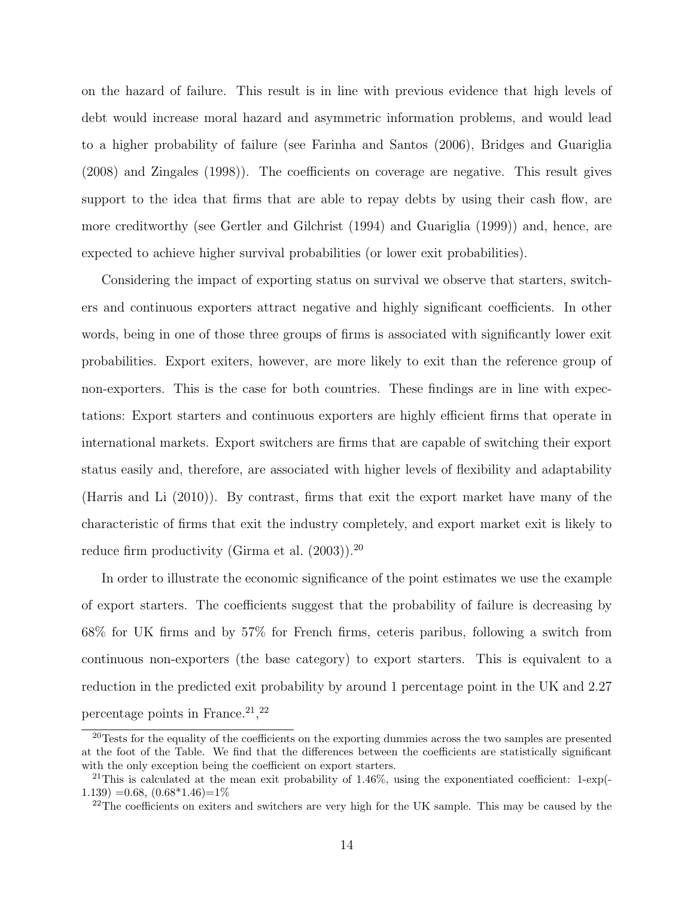on the hazard of failure. This result is in line with previous evidence that high levels of debt would increase moral hazard and asymmetric information problems, and would lead to a higher probability of failure (see Farinha and Santos (2006), Bridges and Guariglia (2008) and Zingales (1998)). The coefficients on coverage are negative. This result gives support to the idea that firms that are able to repay debts by using their cash flow, are more creditworthy (see Gertler and Gilchrist (1994) and Guariglia (1999)) and, hence, are expected to achieve higher survival probabilities (or lower exit probabilities).

Considering the impact of exporting status on survival we observe that starters, switchers and continuous exporters attract negative and highly significant coefficients. In other words, being in one of those three groups of firms is associated with significantly lower exit probabilities. Export exiters, however, are more likely to exit than the reference group of non-exporters. This is the case for both countries. These findings are in line with expectations: Export starters and continuous exporters are highly efficient firms that operate in international markets. Export switchers are firms that are capable of switching their export status easily and, therefore, are associated with higher levels of flexibility and adaptability (Harris and Li (2010)). By contrast, firms that exit the export market have many of the characteristic of firms that exit the industry completely, and export market exit is likely to reduce firm productivity (Girma et al. (2003)).[20]

In order to illustrate the economic significance of the point estimates we use the example of export starters. The coefficients suggest that the probability of failure is decreasing by 68% for UK firms and by 57% for French firms, ceteris paribus, following a switch from continuous non-exporters (the base category) to export starters. This is equivalent to a reduction in the predicted exit probability by around 1 percentage point in the UK and 2.27 percentage points in France.[21],[22]

[20] Tests for the equality of the coefficients on the exporting dummies across the two samples are presented at the foot of the Table. We find that the differences between the coefficients are statistically significant with the only exception being the coefficient on export starters.

[21] This is calculated at the mean exit probability of 1.46%, using the exponentiated coefficient: 1-exp(-1.139) =0.68, (0.68*1.46)=1%

[22] The coefficients on exiters and switchers are very high for the UK sample. This may be caused by the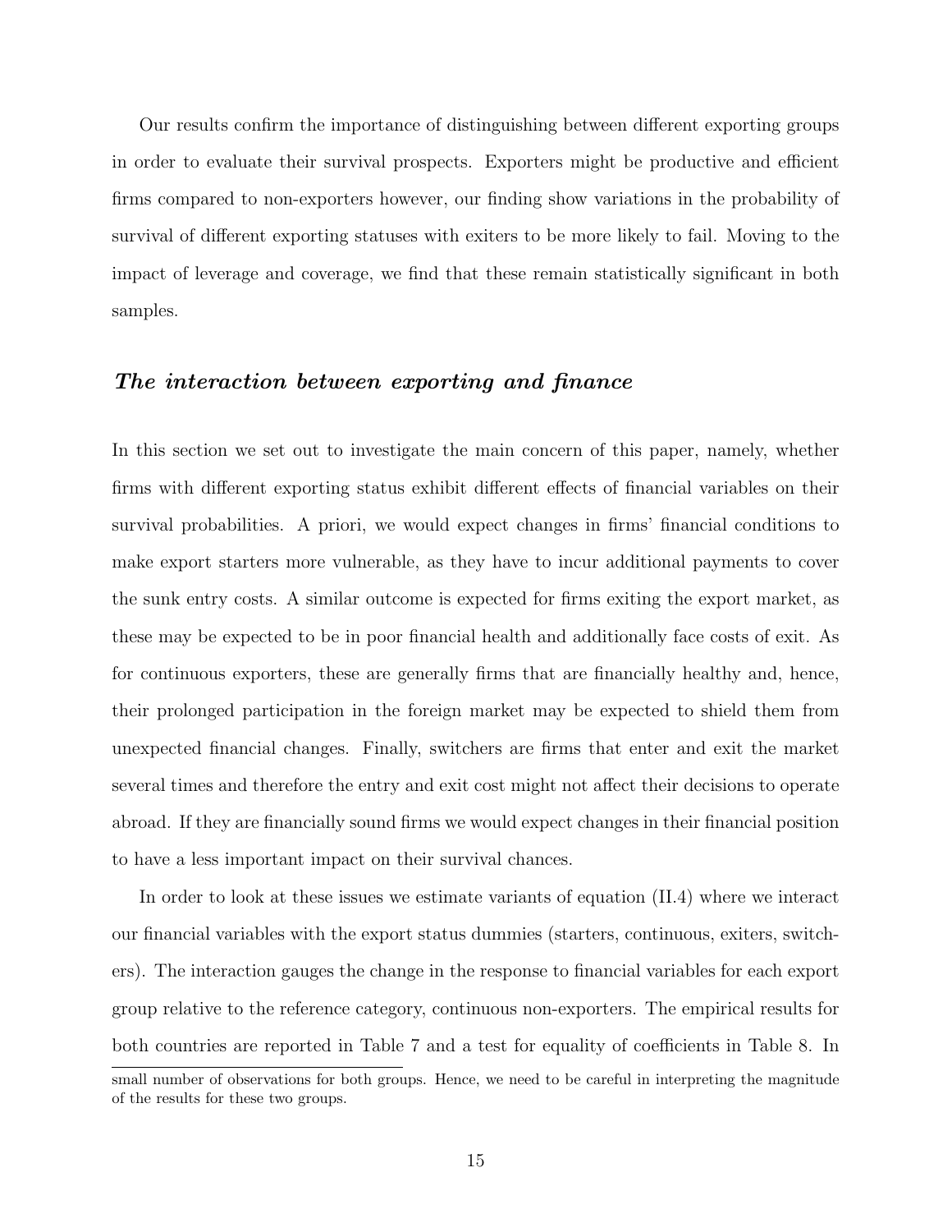Our results confirm the importance of distinguishing between different exporting groups in order to evaluate their survival prospects. Exporters might be productive and efficient firms compared to non-exporters however, our finding show variations in the probability of survival of different exporting statuses with exiters to be more likely to fail. Moving to the impact of leverage and coverage, we find that these remain statistically significant in both samples.

### *The interaction between exporting and finance*

In this section we set out to investigate the main concern of this paper, namely, whether firms with different exporting status exhibit different effects of financial variables on their survival probabilities. A priori, we would expect changes in firms' financial conditions to make export starters more vulnerable, as they have to incur additional payments to cover the sunk entry costs. A similar outcome is expected for firms exiting the export market, as these may be expected to be in poor financial health and additionally face costs of exit. As for continuous exporters, these are generally firms that are financially healthy and, hence, their prolonged participation in the foreign market may be expected to shield them from unexpected financial changes. Finally, switchers are firms that enter and exit the market several times and therefore the entry and exit cost might not affect their decisions to operate abroad. If they are financially sound firms we would expect changes in their financial position to have a less important impact on their survival chances.

In order to look at these issues we estimate variants of equation (II.4) where we interact our financial variables with the export status dummies (starters, continuous, exiters, switchers). The interaction gauges the change in the response to financial variables for each export group relative to the reference category, continuous non-exporters. The empirical results for both countries are reported in Table 7 and a test for equality of coefficients in Table 8. In

small number of observations for both groups. Hence, we need to be careful in interpreting the magnitude of the results for these two groups.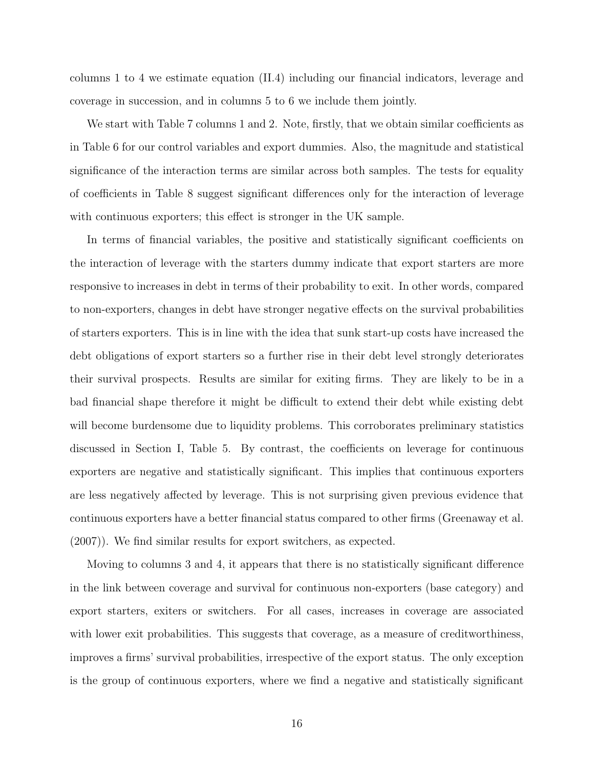columns 1 to 4 we estimate equation (II.4) including our financial indicators, leverage and coverage in succession, and in columns 5 to 6 we include them jointly.

We start with Table 7 columns 1 and 2. Note, firstly, that we obtain similar coefficients as in Table 6 for our control variables and export dummies. Also, the magnitude and statistical significance of the interaction terms are similar across both samples. The tests for equality of coefficients in Table 8 suggest significant differences only for the interaction of leverage with continuous exporters; this effect is stronger in the UK sample.

In terms of financial variables, the positive and statistically significant coefficients on the interaction of leverage with the starters dummy indicate that export starters are more responsive to increases in debt in terms of their probability to exit. In other words, compared to non-exporters, changes in debt have stronger negative effects on the survival probabilities of starters exporters. This is in line with the idea that sunk start-up costs have increased the debt obligations of export starters so a further rise in their debt level strongly deteriorates their survival prospects. Results are similar for exiting firms. They are likely to be in a bad financial shape therefore it might be difficult to extend their debt while existing debt will become burdensome due to liquidity problems. This corroborates preliminary statistics discussed in Section I, Table 5. By contrast, the coefficients on leverage for continuous exporters are negative and statistically significant. This implies that continuous exporters are less negatively affected by leverage. This is not surprising given previous evidence that continuous exporters have a better financial status compared to other firms (Greenaway et al. (2007)). We find similar results for export switchers, as expected.

Moving to columns 3 and 4, it appears that there is no statistically significant difference in the link between coverage and survival for continuous non-exporters (base category) and export starters, exiters or switchers. For all cases, increases in coverage are associated with lower exit probabilities. This suggests that coverage, as a measure of creditworthiness, improves a firms' survival probabilities, irrespective of the export status. The only exception is the group of continuous exporters, where we find a negative and statistically significant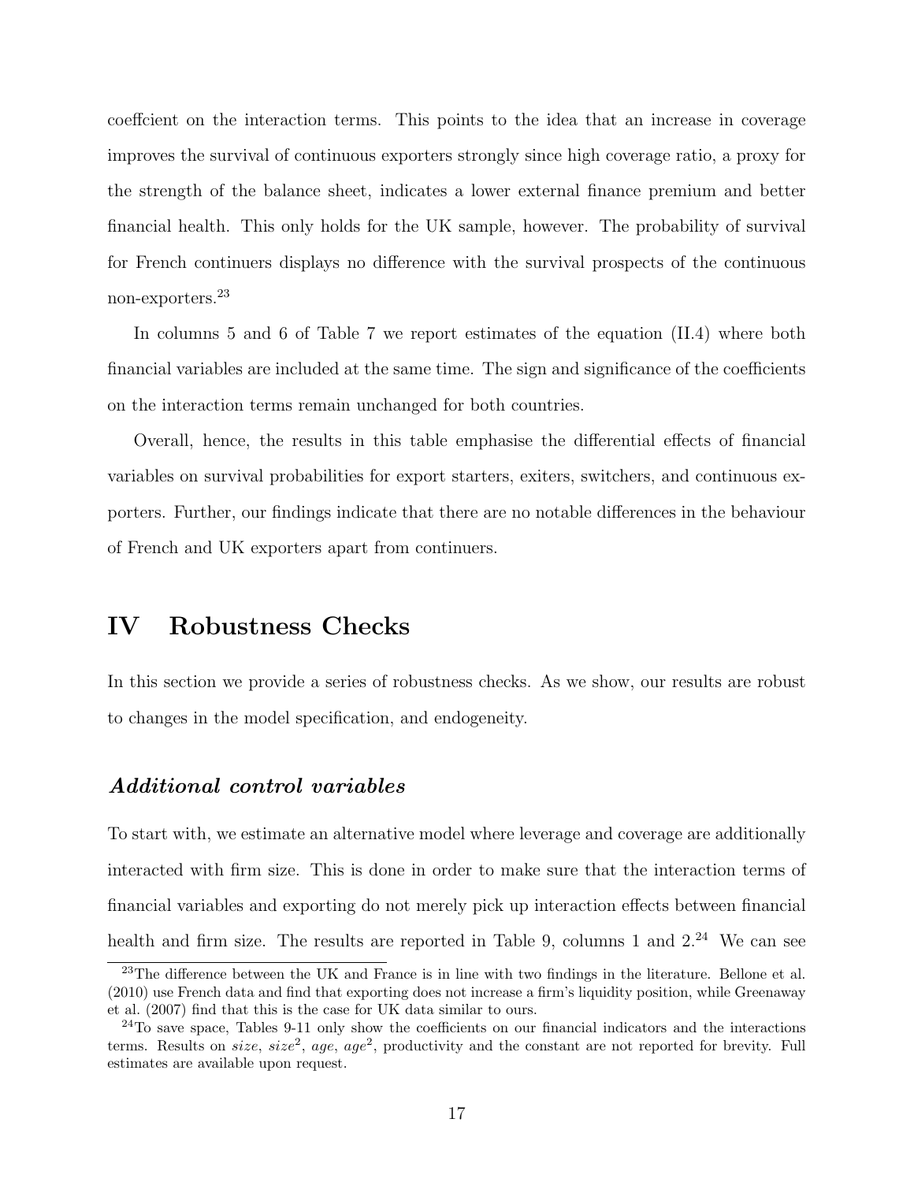coeffcient on the interaction terms. This points to the idea that an increase in coverage improves the survival of continuous exporters strongly since high coverage ratio, a proxy for the strength of the balance sheet, indicates a lower external finance premium and better financial health. This only holds for the UK sample, however. The probability of survival for French continuers displays no difference with the survival prospects of the continuous non-exporters.[23]

In columns 5 and 6 of Table 7 we report estimates of the equation (II.4) where both financial variables are included at the same time. The sign and significance of the coefficients on the interaction terms remain unchanged for both countries.

Overall, hence, the results in this table emphasise the differential effects of financial variables on survival probabilities for export starters, exiters, switchers, and continuous exporters. Further, our findings indicate that there are no notable differences in the behaviour of French and UK exporters apart from continuers.

# IV Robustness Checks

In this section we provide a series of robustness checks. As we show, our results are robust to changes in the model specification, and endogeneity.

### *Additional control variables*

To start with, we estimate an alternative model where leverage and coverage are additionally interacted with firm size. This is done in order to make sure that the interaction terms of financial variables and exporting do not merely pick up interaction effects between financial health and firm size. The results are reported in Table 9, columns 1 and 2.[24] We can see

[23]The difference between the UK and France is in line with two findings in the literature. Bellone et al. (2010) use French data and find that exporting does not increase a firm's liquidity position, while Greenaway et al. (2007) find that this is the case for UK data similar to ours.

[24]To save space, Tables 9-11 only show the coefficients on our financial indicators and the interactions terms. Results on *size*, *size*$^2$, *age*, *age*$^2$, productivity and the constant are not reported for brevity. Full estimates are available upon request.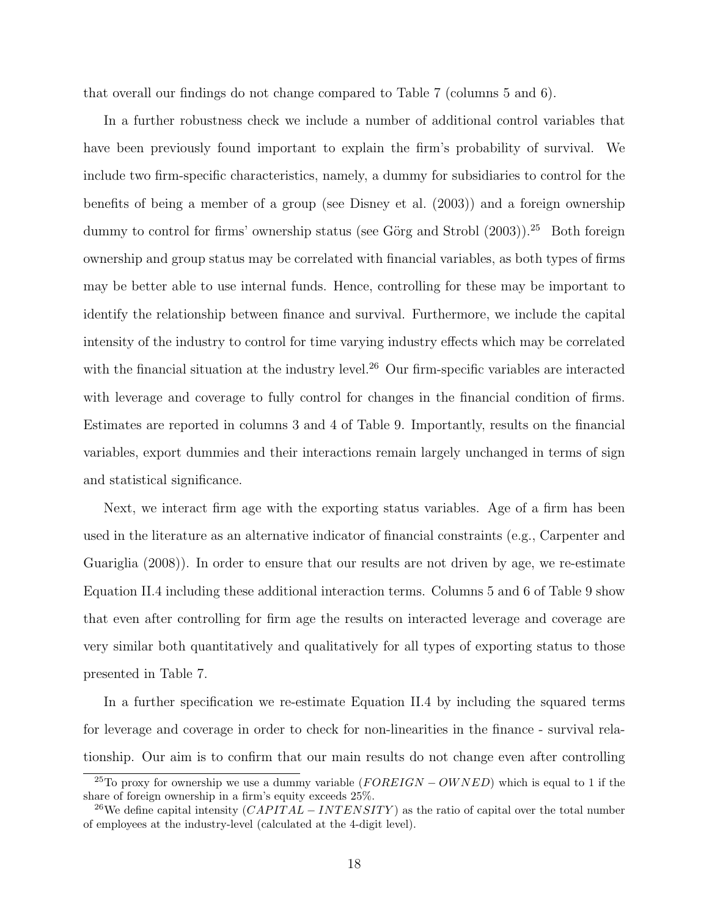that overall our findings do not change compared to Table 7 (columns 5 and 6).

In a further robustness check we include a number of additional control variables that have been previously found important to explain the firm's probability of survival. We include two firm-specific characteristics, namely, a dummy for subsidiaries to control for the benefits of being a member of a group (see Disney et al. (2003)) and a foreign ownership dummy to control for firms' ownership status (see Görg and Strobl (2003)).[25] Both foreign ownership and group status may be correlated with financial variables, as both types of firms may be better able to use internal funds. Hence, controlling for these may be important to identify the relationship between finance and survival. Furthermore, we include the capital intensity of the industry to control for time varying industry effects which may be correlated with the financial situation at the industry level.[26] Our firm-specific variables are interacted with leverage and coverage to fully control for changes in the financial condition of firms. Estimates are reported in columns 3 and 4 of Table 9. Importantly, results on the financial variables, export dummies and their interactions remain largely unchanged in terms of sign and statistical significance.

Next, we interact firm age with the exporting status variables. Age of a firm has been used in the literature as an alternative indicator of financial constraints (e.g., Carpenter and Guariglia (2008)). In order to ensure that our results are not driven by age, we re-estimate Equation II.4 including these additional interaction terms. Columns 5 and 6 of Table 9 show that even after controlling for firm age the results on interacted leverage and coverage are very similar both quantitatively and qualitatively for all types of exporting status to those presented in Table 7.

In a further specification we re-estimate Equation II.4 by including the squared terms for leverage and coverage in order to check for non-linearities in the finance - survival relationship. Our aim is to confirm that our main results do not change even after controlling

[25] To proxy for ownership we use a dummy variable ($FOREIGN-OWNED$) which is equal to 1 if the share of foreign ownership in a firm's equity exceeds 25%.

[26] We define capital intensity ($CAPITAL-INTENSITY$) as the ratio of capital over the total number of employees at the industry-level (calculated at the 4-digit level).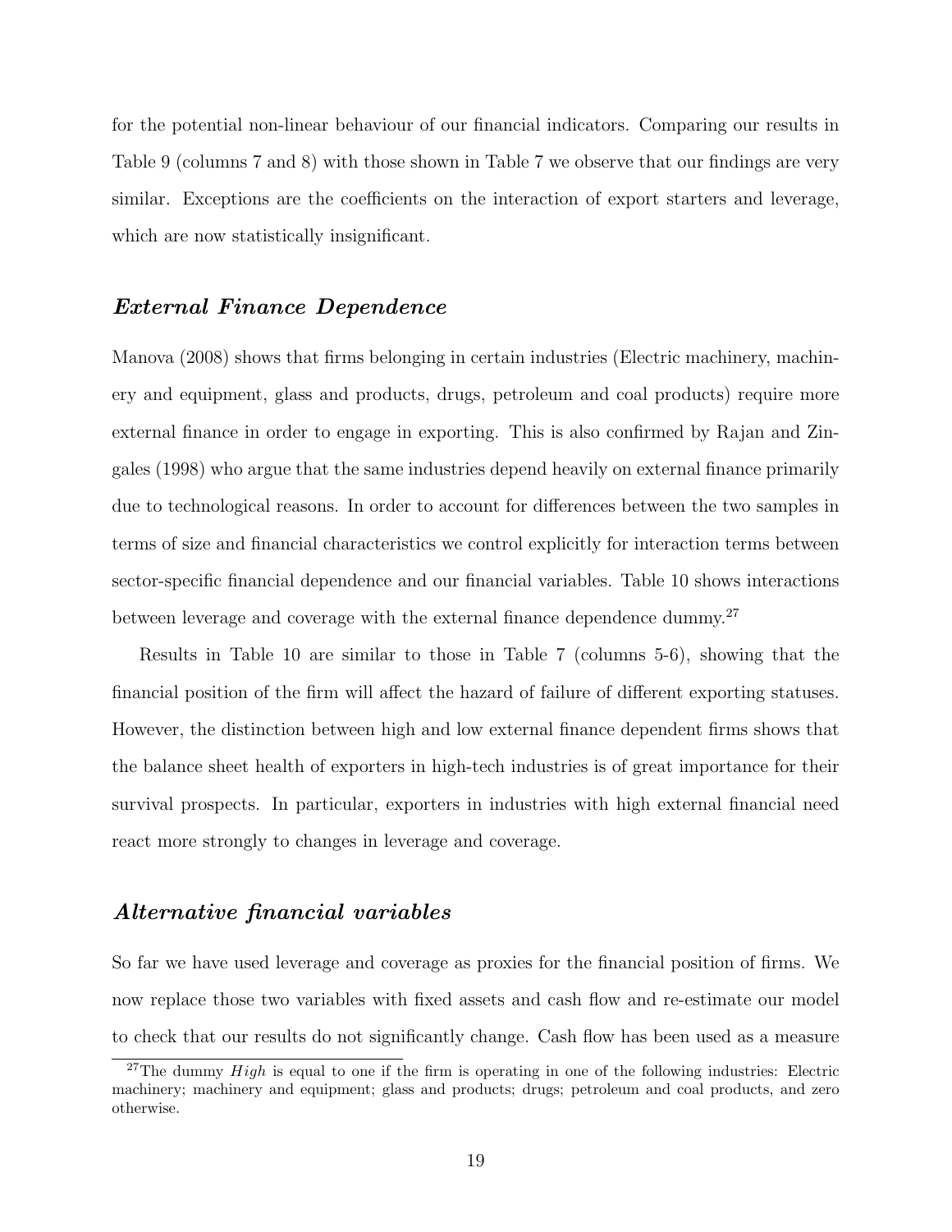for the potential non-linear behaviour of our financial indicators. Comparing our results in Table 9 (columns 7 and 8) with those shown in Table 7 we observe that our findings are very similar. Exceptions are the coefficients on the interaction of export starters and leverage, which are now statistically insignificant.

### *External Finance Dependence*

Manova (2008) shows that firms belonging in certain industries (Electric machinery, machinery and equipment, glass and products, drugs, petroleum and coal products) require more external finance in order to engage in exporting. This is also confirmed by Rajan and Zingales (1998) who argue that the same industries depend heavily on external finance primarily due to technological reasons. In order to account for differences between the two samples in terms of size and financial characteristics we control explicitly for interaction terms between sector-specific financial dependence and our financial variables. Table 10 shows interactions between leverage and coverage with the external finance dependence dummy.[27]

Results in Table 10 are similar to those in Table 7 (columns 5-6), showing that the financial position of the firm will affect the hazard of failure of different exporting statuses. However, the distinction between high and low external finance dependent firms shows that the balance sheet health of exporters in high-tech industries is of great importance for their survival prospects. In particular, exporters in industries with high external financial need react more strongly to changes in leverage and coverage.

### *Alternative financial variables*

So far we have used leverage and coverage as proxies for the financial position of firms. We now replace those two variables with fixed assets and cash flow and re-estimate our model to check that our results do not significantly change. Cash flow has been used as a measure

[27] The dummy $High$ is equal to one if the firm is operating in one of the following industries: Electric machinery; machinery and equipment; glass and products; drugs; petroleum and coal products, and zero otherwise.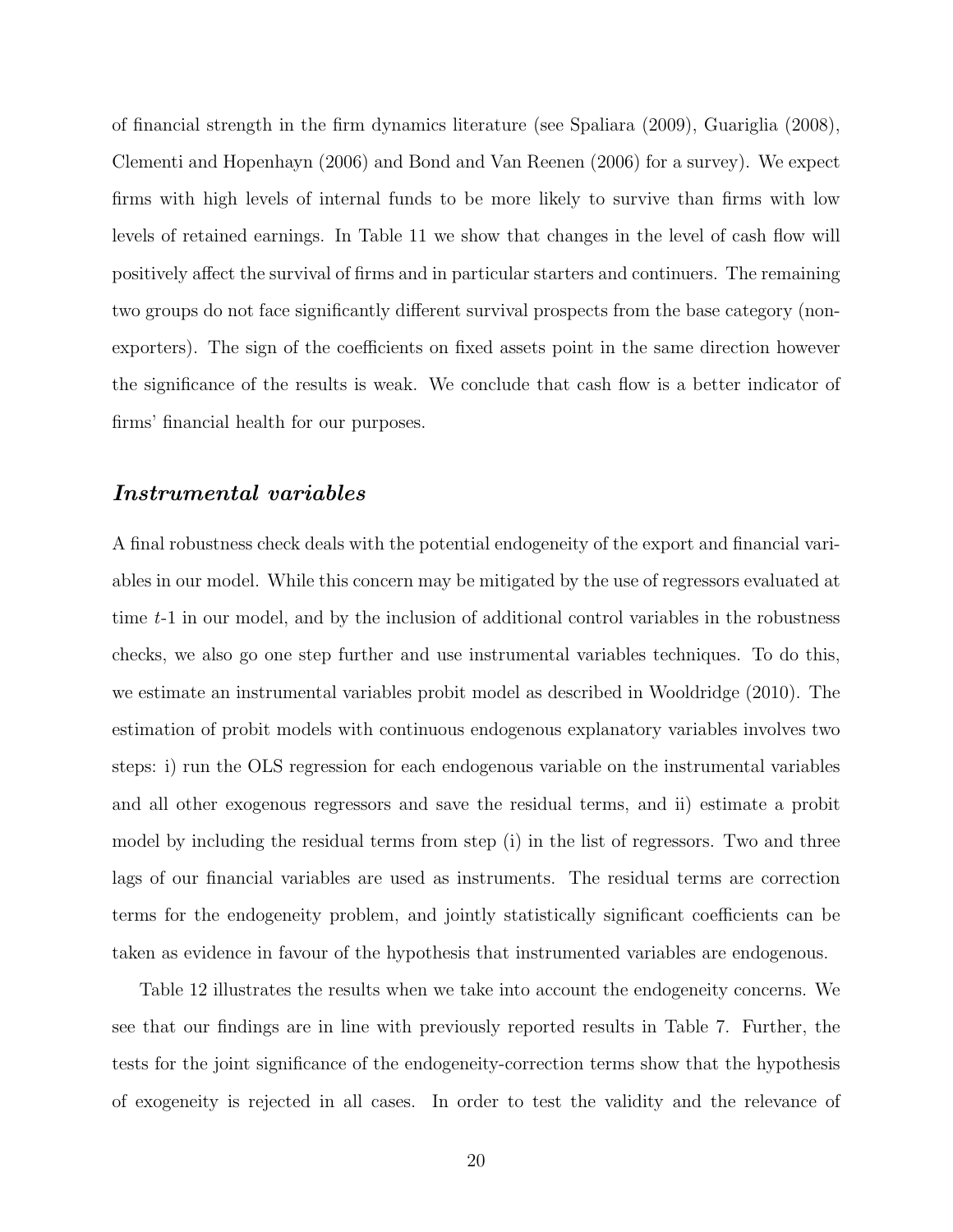of financial strength in the firm dynamics literature (see Spaliara (2009), Guariglia (2008), Clementi and Hopenhayn (2006) and Bond and Van Reenen (2006) for a survey). We expect firms with high levels of internal funds to be more likely to survive than firms with low levels of retained earnings. In Table 11 we show that changes in the level of cash flow will positively affect the survival of firms and in particular starters and continuers. The remaining two groups do not face significantly different survival prospects from the base category (non-exporters). The sign of the coefficients on fixed assets point in the same direction however the significance of the results is weak. We conclude that cash flow is a better indicator of firms' financial health for our purposes.

### *Instrumental variables*

A final robustness check deals with the potential endogeneity of the export and financial variables in our model. While this concern may be mitigated by the use of regressors evaluated at time $t$-1 in our model, and by the inclusion of additional control variables in the robustness checks, we also go one step further and use instrumental variables techniques. To do this, we estimate an instrumental variables probit model as described in Wooldridge (2010). The estimation of probit models with continuous endogenous explanatory variables involves two steps: i) run the OLS regression for each endogenous variable on the instrumental variables and all other exogenous regressors and save the residual terms, and ii) estimate a probit model by including the residual terms from step (i) in the list of regressors. Two and three lags of our financial variables are used as instruments. The residual terms are correction terms for the endogeneity problem, and jointly statistically significant coefficients can be taken as evidence in favour of the hypothesis that instrumented variables are endogenous.

Table 12 illustrates the results when we take into account the endogeneity concerns. We see that our findings are in line with previously reported results in Table 7. Further, the tests for the joint significance of the endogeneity-correction terms show that the hypothesis of exogeneity is rejected in all cases. In order to test the validity and the relevance of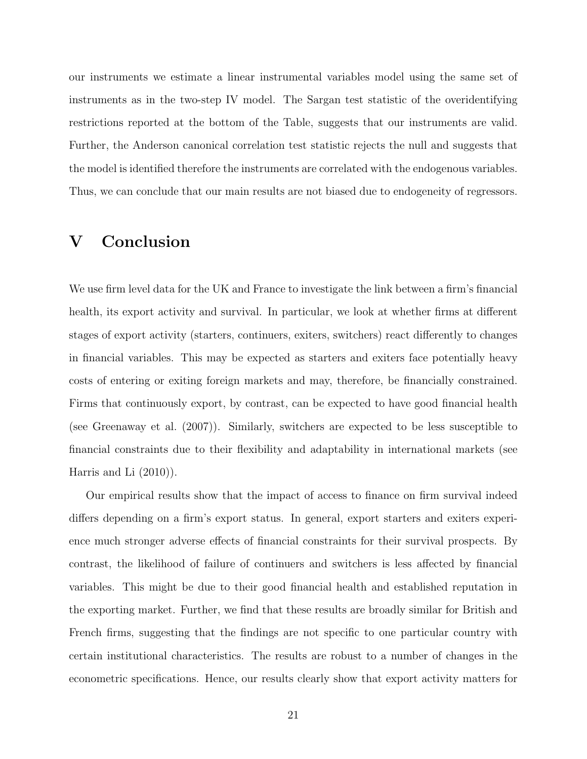our instruments we estimate a linear instrumental variables model using the same set of instruments as in the two-step IV model. The Sargan test statistic of the overidentifying restrictions reported at the bottom of the Table, suggests that our instruments are valid. Further, the Anderson canonical correlation test statistic rejects the null and suggests that the model is identified therefore the instruments are correlated with the endogenous variables. Thus, we can conclude that our main results are not biased due to endogeneity of regressors.

# V Conclusion

We use firm level data for the UK and France to investigate the link between a firm's financial health, its export activity and survival. In particular, we look at whether firms at different stages of export activity (starters, continuers, exiters, switchers) react differently to changes in financial variables. This may be expected as starters and exiters face potentially heavy costs of entering or exiting foreign markets and may, therefore, be financially constrained. Firms that continuously export, by contrast, can be expected to have good financial health (see Greenaway et al. (2007)). Similarly, switchers are expected to be less susceptible to financial constraints due to their flexibility and adaptability in international markets (see Harris and Li (2010)).

Our empirical results show that the impact of access to finance on firm survival indeed differs depending on a firm's export status. In general, export starters and exiters experience much stronger adverse effects of financial constraints for their survival prospects. By contrast, the likelihood of failure of continuers and switchers is less affected by financial variables. This might be due to their good financial health and established reputation in the exporting market. Further, we find that these results are broadly similar for British and French firms, suggesting that the findings are not specific to one particular country with certain institutional characteristics. The results are robust to a number of changes in the econometric specifications. Hence, our results clearly show that export activity matters for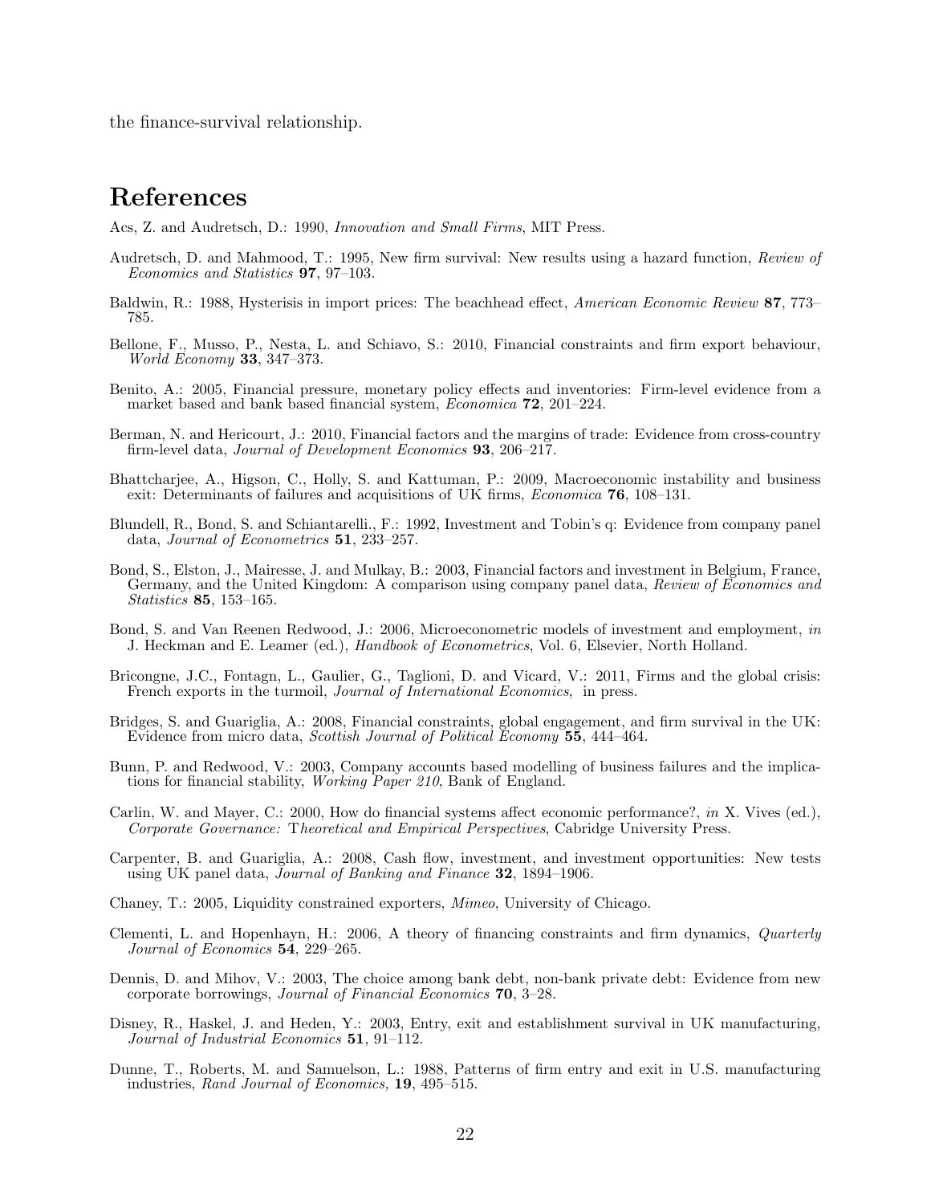the finance-survival relationship.

# References

Acs, Z. and Audretsch, D.: 1990, *Innovation and Small Firms*, MIT Press.

Audretsch, D. and Mahmood, T.: 1995, New firm survival: New results using a hazard function, *Review of Economics and Statistics* **97**, 97–103.

Baldwin, R.: 1988, Hysterisis in import prices: The beachhead effect, *American Economic Review* **87**, 773–785.

Bellone, F., Musso, P., Nesta, L. and Schiavo, S.: 2010, Financial constraints and firm export behaviour, *World Economy* **33**, 347–373.

Benito, A.: 2005, Financial pressure, monetary policy effects and inventories: Firm-level evidence from a market based and bank based financial system, *Economica* **72**, 201–224.

Berman, N. and Hericourt, J.: 2010, Financial factors and the margins of trade: Evidence from cross-country firm-level data, *Journal of Development Economics* **93**, 206–217.

Bhattcharjee, A., Higson, C., Holly, S. and Kattuman, P.: 2009, Macroeconomic instability and business exit: Determinants of failures and acquisitions of UK firms, *Economica* **76**, 108–131.

Blundell, R., Bond, S. and Schiantarelli., F.: 1992, Investment and Tobin's q: Evidence from company panel data, *Journal of Econometrics* **51**, 233–257.

Bond, S., Elston, J., Mairesse, J. and Mulkay, B.: 2003, Financial factors and investment in Belgium, France, Germany, and the United Kingdom: A comparison using company panel data, *Review of Economics and Statistics* **85**, 153–165.

Bond, S. and Van Reenen Redwood, J.: 2006, Microeconometric models of investment and employment, *in* J. Heckman and E. Leamer (ed.), *Handbook of Econometrics*, Vol. 6, Elsevier, North Holland.

Bricongne, J.C., Fontagn, L., Gaulier, G., Taglioni, D. and Vicard, V.: 2011, Firms and the global crisis: French exports in the turmoil, *Journal of International Economics*, in press.

Bridges, S. and Guariglia, A.: 2008, Financial constraints, global engagement, and firm survival in the UK: Evidence from micro data, *Scottish Journal of Political Economy* **55**, 444–464.

Bunn, P. and Redwood, V.: 2003, Company accounts based modelling of business failures and the implications for financial stability, *Working Paper 210*, Bank of England.

Carlin, W. and Mayer, C.: 2000, How do financial systems affect economic performance?, *in* X. Vives (ed.), *Corporate Governance: Theoretical and Empirical Perspectives*, Cabridge University Press.

Carpenter, B. and Guariglia, A.: 2008, Cash flow, investment, and investment opportunities: New tests using UK panel data, *Journal of Banking and Finance* **32**, 1894–1906.

Chaney, T.: 2005, Liquidity constrained exporters, *Mimeo*, University of Chicago.

Clementi, L. and Hopenhayn, H.: 2006, A theory of financing constraints and firm dynamics, *Quarterly Journal of Economics* **54**, 229–265.

Dennis, D. and Mihov, V.: 2003, The choice among bank debt, non-bank private debt: Evidence from new corporate borrowings, *Journal of Financial Economics* **70**, 3–28.

Disney, R., Haskel, J. and Heden, Y.: 2003, Entry, exit and establishment survival in UK manufacturing, *Journal of Industrial Economics* **51**, 91–112.

Dunne, T., Roberts, M. and Samuelson, L.: 1988, Patterns of firm entry and exit in U.S. manufacturing industries, *Rand Journal of Economics,* **19**, 495–515.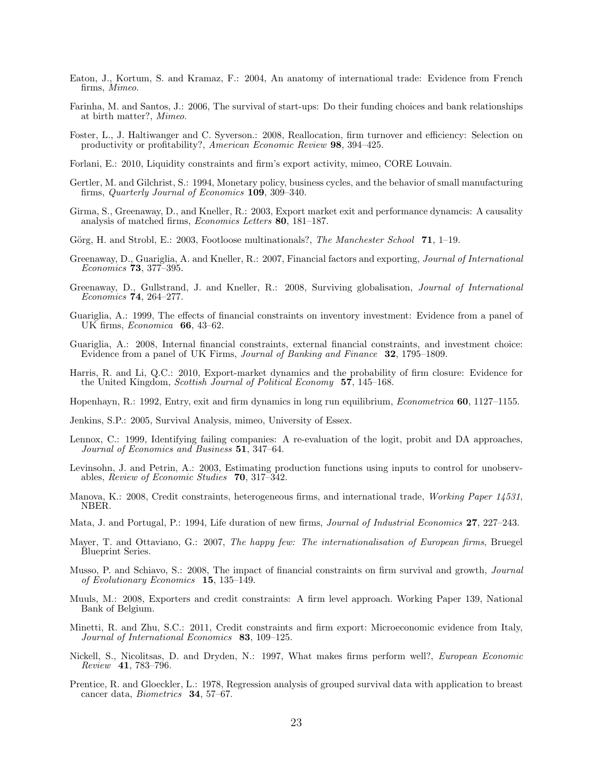Eaton, J., Kortum, S. and Kramaz, F.: 2004, An anatomy of international trade: Evidence from French firms, *Mimeo*.

Farinha, M. and Santos, J.: 2006, The survival of start-ups: Do their funding choices and bank relationships at birth matter?, *Mimeo*.

Foster, L., J. Haltiwanger and C. Syverson.: 2008, Reallocation, firm turnover and efficiency: Selection on productivity or profitability?, *American Economic Review* **98**, 394–425.

Forlani, E.: 2010, Liquidity constraints and firm's export activity, mimeo, CORE Louvain.

Gertler, M. and Gilchrist, S.: 1994, Monetary policy, business cycles, and the behavior of small manufacturing firms, *Quarterly Journal of Economics* **109**, 309–340.

Girma, S., Greenaway, D., and Kneller, R.: 2003, Export market exit and performance dynamcis: A causality analysis of matched firms, *Economics Letters* **80**, 181–187.

Görg, H. and Strobl, E.: 2003, Footloose multinationals?, *The Manchester School* **71**, 1–19.

Greenaway, D., Guariglia, A. and Kneller, R.: 2007, Financial factors and exporting, *Journal of International Economics* **73**, 377–395.

Greenaway, D., Gullstrand, J. and Kneller, R.: 2008, Surviving globalisation, *Journal of International Economics* **74**, 264–277.

Guariglia, A.: 1999, The effects of financial constraints on inventory investment: Evidence from a panel of UK firms, *Economica* **66**, 43–62.

Guariglia, A.: 2008, Internal financial constraints, external financial constraints, and investment choice: Evidence from a panel of UK Firms, *Journal of Banking and Finance* **32**, 1795–1809.

Harris, R. and Li, Q.C.: 2010, Export-market dynamics and the probability of firm closure: Evidence for the United Kingdom, *Scottish Journal of Political Economy* **57**, 145–168.

Hopenhayn, R.: 1992, Entry, exit and firm dynamics in long run equilibrium, *Econometrica* **60**, 1127–1155.

Jenkins, S.P.: 2005, Survival Analysis, mimeo, University of Essex.

Lennox, C.: 1999, Identifying failing companies: A re-evaluation of the logit, probit and DA approaches, *Journal of Economics and Business* **51**, 347–64.

Levinsohn, J. and Petrin, A.: 2003, Estimating production functions using inputs to control for unobservables, *Review of Economic Studies* **70**, 317–342.

Manova, K.: 2008, Credit constraints, heterogeneous firms, and international trade, *Working Paper 14531*, NBER.

Mata, J. and Portugal, P.: 1994, Life duration of new firms, *Journal of Industrial Economics* **27**, 227–243.

Mayer, T. and Ottaviano, G.: 2007, *The happy few: The internationalisation of European firms*, Bruegel Blueprint Series.

Musso, P. and Schiavo, S.: 2008, The impact of financial constraints on firm survival and growth, *Journal of Evolutionary Economics* **15**, 135–149.

Muuls, M.: 2008, Exporters and credit constraints: A firm level approach. Working Paper 139, National Bank of Belgium.

Minetti, R. and Zhu, S.C.: 2011, Credit constraints and firm export: Microeconomic evidence from Italy, *Journal of International Economics* **83**, 109–125.

Nickell, S., Nicolitsas, D. and Dryden, N.: 1997, What makes firms perform well?, *European Economic Review* **41**, 783–796.

Prentice, R. and Gloeckler, L.: 1978, Regression analysis of grouped survival data with application to breast cancer data, *Biometrics* **34**, 57–67.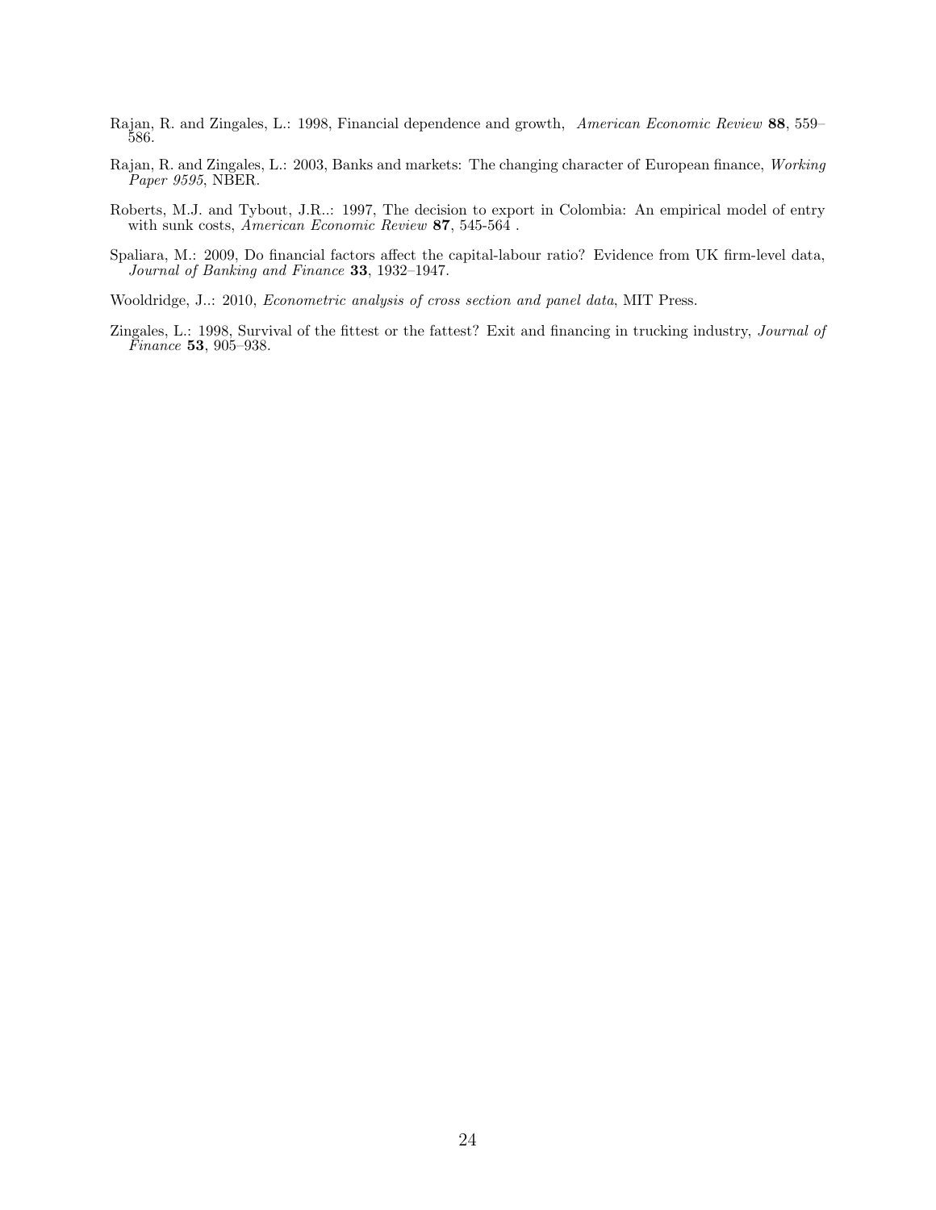Rajan, R. and Zingales, L.: 1998, Financial dependence and growth, *American Economic Review* **88**, 559–586.

Rajan, R. and Zingales, L.: 2003, Banks and markets: The changing character of European finance, *Working Paper 9595*, NBER.

Roberts, M.J. and Tybout, J.R..: 1997, The decision to export in Colombia: An empirical model of entry with sunk costs, *American Economic Review* **87**, 545-564 .

Spaliara, M.: 2009, Do financial factors affect the capital-labour ratio? Evidence from UK firm-level data, *Journal of Banking and Finance* **33**, 1932–1947.

Wooldridge, J..: 2010, *Econometric analysis of cross section and panel data*, MIT Press.

Zingales, L.: 1998, Survival of the fittest or the fattest? Exit and financing in trucking industry, *Journal of Finance* **53**, 905–938.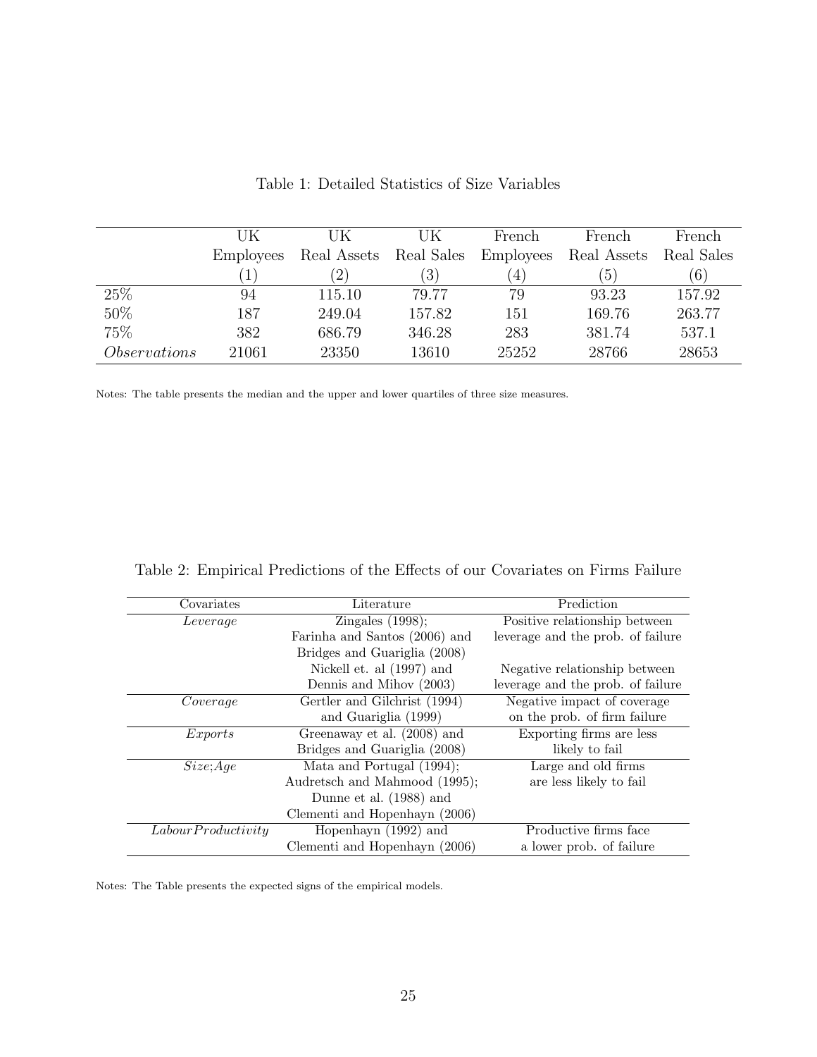Table 1: Detailed Statistics of Size Variables

| | UK Employees (1) | UK Real Assets (2) | UK Real Sales (3) | French Employees (4) | French Real Assets (5) | French Real Sales (6) |
|---|---|---|---|---|---|---|
| 25% | 94 | 115.10 | 79.77 | 79 | 93.23 | 157.92 |
| 50% | 187 | 249.04 | 157.82 | 151 | 169.76 | 263.77 |
| 75% | 382 | 686.79 | 346.28 | 283 | 381.74 | 537.1 |
| *Observations* | 21061 | 23350 | 13610 | 25252 | 28766 | 28653 |

Notes: The table presents the median and the upper and lower quartiles of three size measures.

Table 2: Empirical Predictions of the Effects of our Covariates on Firms Failure

| Covariates | Literature | Prediction |
|---|---|---|
| *Leverage* | Zingales (1998); Farinha and Santos (2006) and Bridges and Guariglia (2008) | Positive relationship between leverage and the prob. of failure |
| | Nickell et. al (1997) and Dennis and Mihov (2003) | Negative relationship between leverage and the prob. of failure |
| *Coverage* | Gertler and Gilchrist (1994) and Guariglia (1999) | Negative impact of coverage on the prob. of firm failure |
| *Exports* | Greenaway et al. (2008) and Bridges and Guariglia (2008) | Exporting firms are less likely to fail |
| *Size*;*Age* | Mata and Portugal (1994); Audretsch and Mahmood (1995); Dunne et al. (1988) and Clementi and Hopenhayn (2006) | Large and old firms are less likely to fail |
| *LabourProductivity* | Hopenhayn (1992) and Clementi and Hopenhayn (2006) | Productive firms face a lower prob. of failure |

Notes: The Table presents the expected signs of the empirical models.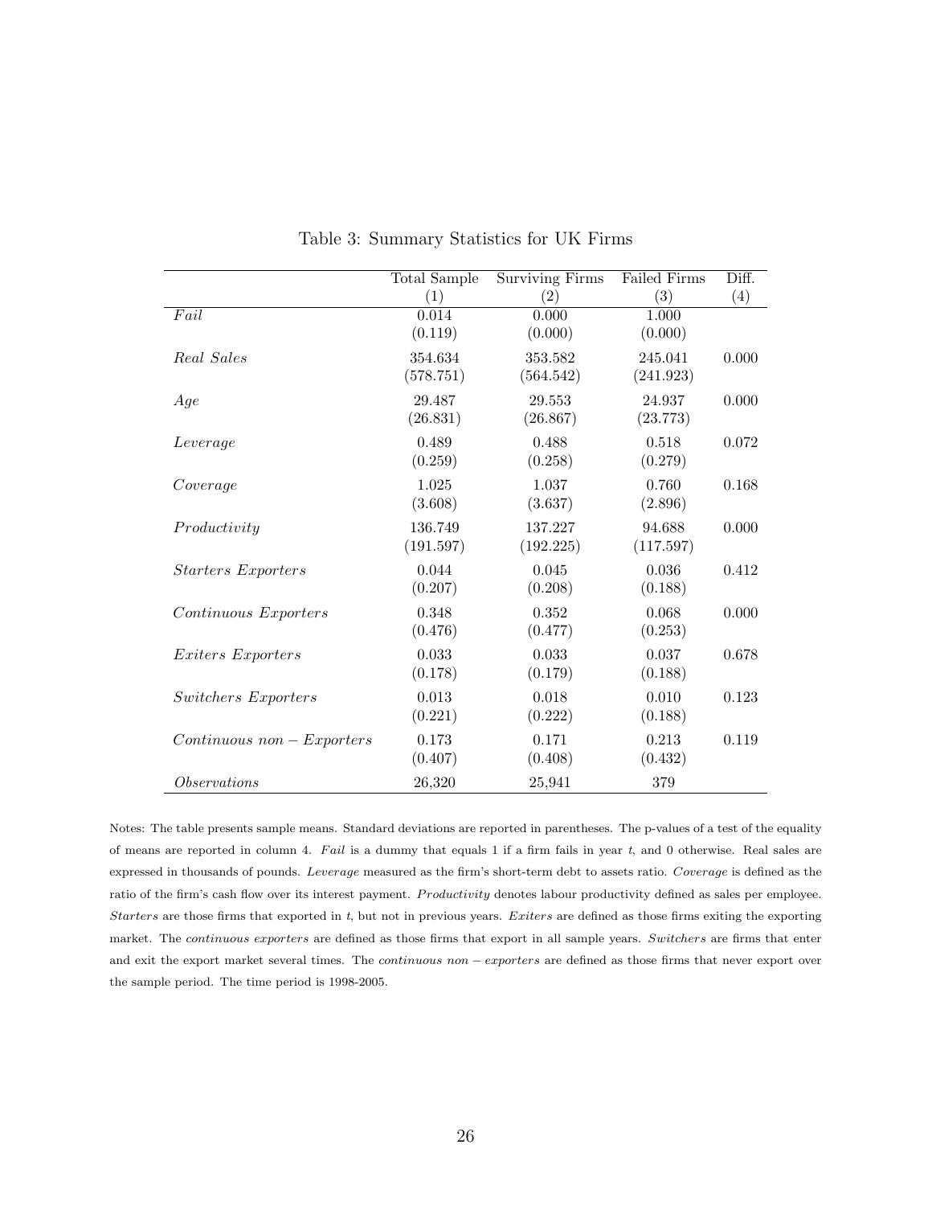Table 3: Summary Statistics for UK Firms

| | Total Sample (1) | Surviving Firms (2) | Failed Firms (3) | Diff. (4) |
|---|---|---|---|---|
| *Fail* | 0.014 | 0.000 | 1.000 | |
| | (0.119) | (0.000) | (0.000) | |
| *Real Sales* | 354.634 | 353.582 | 245.041 | 0.000 |
| | (578.751) | (564.542) | (241.923) | |
| *Age* | 29.487 | 29.553 | 24.937 | 0.000 |
| | (26.831) | (26.867) | (23.773) | |
| *Leverage* | 0.489 | 0.488 | 0.518 | 0.072 |
| | (0.259) | (0.258) | (0.279) | |
| *Coverage* | 1.025 | 1.037 | 0.760 | 0.168 |
| | (3.608) | (3.637) | (2.896) | |
| *Productivity* | 136.749 | 137.227 | 94.688 | 0.000 |
| | (191.597) | (192.225) | (117.597) | |
| *Starters Exporters* | 0.044 | 0.045 | 0.036 | 0.412 |
| | (0.207) | (0.208) | (0.188) | |
| *Continuous Exporters* | 0.348 | 0.352 | 0.068 | 0.000 |
| | (0.476) | (0.477) | (0.253) | |
| *Exiters Exporters* | 0.033 | 0.033 | 0.037 | 0.678 |
| | (0.178) | (0.179) | (0.188) | |
| *Switchers Exporters* | 0.013 | 0.018 | 0.010 | 0.123 |
| | (0.221) | (0.222) | (0.188) | |
| $Continuous\ non-Exporters$ | 0.173 | 0.171 | 0.213 | 0.119 |
| | (0.407) | (0.408) | (0.432) | |
| *Observations* | 26,320 | 25,941 | 379 | |

Notes: The table presents sample means. Standard deviations are reported in parentheses. The p-values of a test of the equality of means are reported in column 4. *Fail* is a dummy that equals 1 if a firm fails in year $t$, and 0 otherwise. Real sales are expressed in thousands of pounds. *Leverage* measured as the firm's short-term debt to assets ratio. *Coverage* is defined as the ratio of the firm's cash flow over its interest payment. *Productivity* denotes labour productivity defined as sales per employee. *Starters* are those firms that exported in $t$, but not in previous years. *Exiters* are defined as those firms exiting the exporting market. The *continuous exporters* are defined as those firms that export in all sample years. *Switchers* are firms that enter and exit the export market several times. The $continuous\ non-exporters$ are defined as those firms that never export over the sample period. The time period is 1998-2005.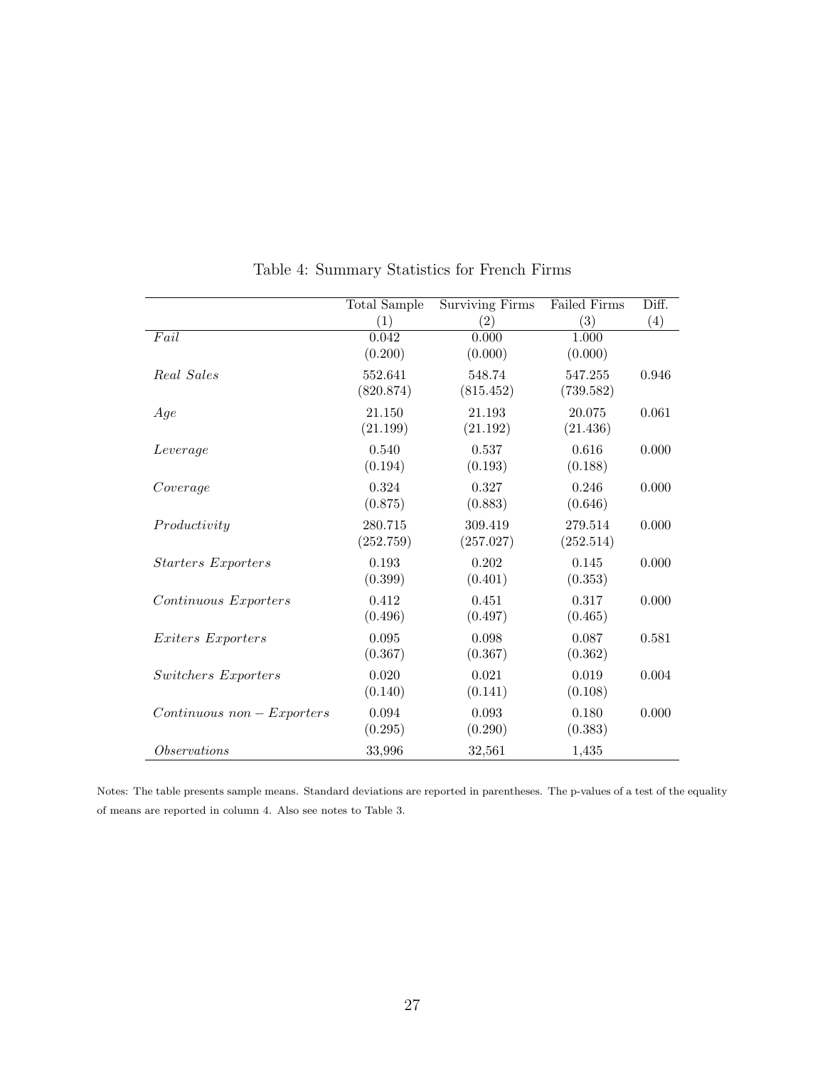Table 4: Summary Statistics for French Firms

| | Total Sample (1) | Surviving Firms (2) | Failed Firms (3) | Diff. (4) |
|---|---|---|---|---|
| *Fail* | 0.042 | 0.000 | 1.000 | |
| | (0.200) | (0.000) | (0.000) | |
| *Real Sales* | 552.641 | 548.74 | 547.255 | 0.946 |
| | (820.874) | (815.452) | (739.582) | |
| *Age* | 21.150 | 21.193 | 20.075 | 0.061 |
| | (21.199) | (21.192) | (21.436) | |
| *Leverage* | 0.540 | 0.537 | 0.616 | 0.000 |
| | (0.194) | (0.193) | (0.188) | |
| *Coverage* | 0.324 | 0.327 | 0.246 | 0.000 |
| | (0.875) | (0.883) | (0.646) | |
| *Productivity* | 280.715 | 309.419 | 279.514 | 0.000 |
| | (252.759) | (257.027) | (252.514) | |
| *Starters Exporters* | 0.193 | 0.202 | 0.145 | 0.000 |
| | (0.399) | (0.401) | (0.353) | |
| *Continuous Exporters* | 0.412 | 0.451 | 0.317 | 0.000 |
| | (0.496) | (0.497) | (0.465) | |
| *Exiters Exporters* | 0.095 | 0.098 | 0.087 | 0.581 |
| | (0.367) | (0.367) | (0.362) | |
| *Switchers Exporters* | 0.020 | 0.021 | 0.019 | 0.004 |
| | (0.140) | (0.141) | (0.108) | |
| $Continuous\ non-Exporters$ | 0.094 | 0.093 | 0.180 | 0.000 |
| | (0.295) | (0.290) | (0.383) | |
| *Observations* | 33,996 | 32,561 | 1,435 | |

Notes: The table presents sample means. Standard deviations are reported in parentheses. The p-values of a test of the equality of means are reported in column 4. Also see notes to Table 3.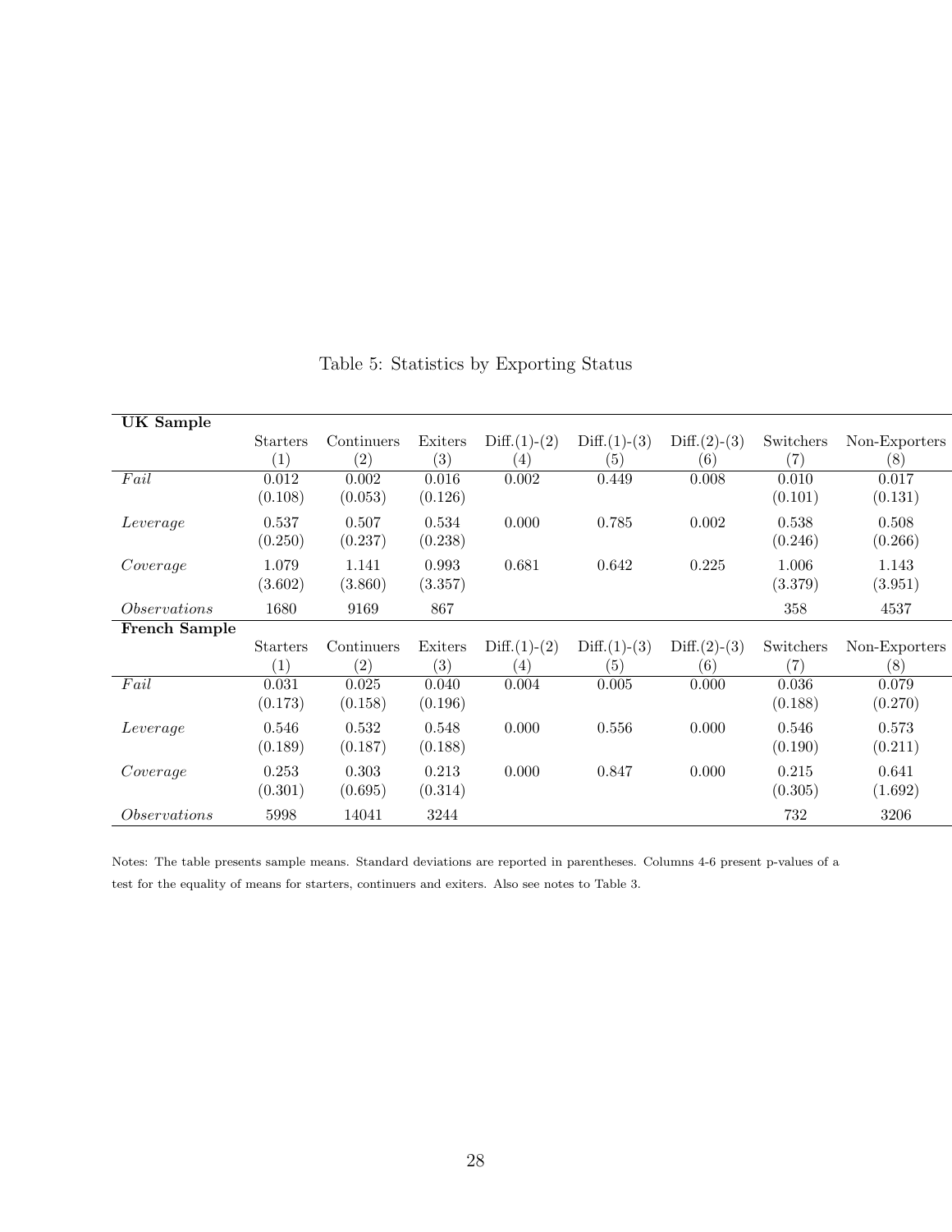Table 5: Statistics by Exporting Status

| **UK Sample** | | | | | | | | |
|---|---|---|---|---|---|---|---|---|
| | Starters | Continuers | Exiters | Diff.(1)-(2) | Diff.(1)-(3) | Diff.(2)-(3) | Switchers | Non-Exporters |
| | (1) | (2) | (3) | (4) | (5) | (6) | (7) | (8) |
| *Fail* | 0.012 | 0.002 | 0.016 | 0.002 | 0.449 | 0.008 | 0.010 | 0.017 |
| | (0.108) | (0.053) | (0.126) | | | | (0.101) | (0.131) |
| *Leverage* | 0.537 | 0.507 | 0.534 | 0.000 | 0.785 | 0.002 | 0.538 | 0.508 |
| | (0.250) | (0.237) | (0.238) | | | | (0.246) | (0.266) |
| *Coverage* | 1.079 | 1.141 | 0.993 | 0.681 | 0.642 | 0.225 | 1.006 | 1.143 |
| | (3.602) | (3.860) | (3.357) | | | | (3.379) | (3.951) |
| *Observations* | 1680 | 9169 | 867 | | | | 358 | 4537 |
| **French Sample** | | | | | | | | |
| | Starters | Continuers | Exiters | Diff.(1)-(2) | Diff.(1)-(3) | Diff.(2)-(3) | Switchers | Non-Exporters |
| | (1) | (2) | (3) | (4) | (5) | (6) | (7) | (8) |
| *Fail* | 0.031 | 0.025 | 0.040 | 0.004 | 0.005 | 0.000 | 0.036 | 0.079 |
| | (0.173) | (0.158) | (0.196) | | | | (0.188) | (0.270) |
| *Leverage* | 0.546 | 0.532 | 0.548 | 0.000 | 0.556 | 0.000 | 0.546 | 0.573 |
| | (0.189) | (0.187) | (0.188) | | | | (0.190) | (0.211) |
| *Coverage* | 0.253 | 0.303 | 0.213 | 0.000 | 0.847 | 0.000 | 0.215 | 0.641 |
| | (0.301) | (0.695) | (0.314) | | | | (0.305) | (1.692) |
| *Observations* | 5998 | 14041 | 3244 | | | | 732 | 3206 |

Notes: The table presents sample means. Standard deviations are reported in parentheses. Columns 4-6 present p-values of a test for the equality of means for starters, continuers and exiters. Also see notes to Table 3.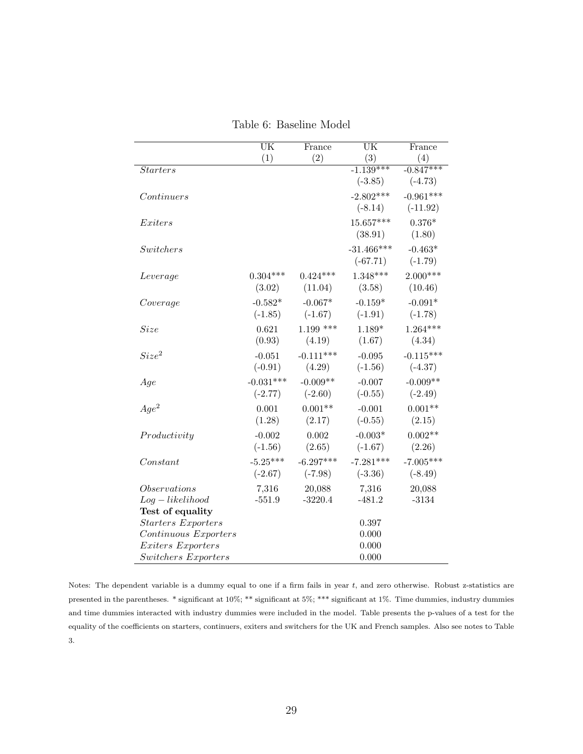Table 6: Baseline Model

| | UK (1) | France (2) | UK (3) | France (4) |
|---|---|---|---|---|
| *Starters* | | | -1.139*** | -0.847*** |
| | | | (-3.85) | (-4.73) |
| *Continuers* | | | -2.802*** | -0.961*** |
| | | | (-8.14) | (-11.92) |
| *Exiters* | | | 15.657*** | 0.376* |
| | | | (38.91) | (1.80) |
| *Switchers* | | | -31.466*** | -0.463* |
| | | | (-67.71) | (-1.79) |
| *Leverage* | 0.304*** | 0.424*** | 1.348*** | 2.000*** |
| | (3.02) | (11.04) | (3.58) | (10.46) |
| *Coverage* | -0.582* | -0.067* | -0.159* | -0.091* |
| | (-1.85) | (-1.67) | (-1.91) | (-1.78) |
| *Size* | 0.621 | 1.199 *** | 1.189* | 1.264*** |
| | (0.93) | (4.19) | (1.67) | (4.34) |
| $Size^2$ | -0.051 | -0.111*** | -0.095 | -0.115*** |
| | (-0.91) | (4.29) | (-1.56) | (-4.37) |
| *Age* | -0.031*** | -0.009** | -0.007 | -0.009** |
| | (-2.77) | (-2.60) | (-0.55) | (-2.49) |
| $Age^2$ | 0.001 | 0.001** | -0.001 | 0.001** |
| | (1.28) | (2.17) | (-0.55) | (2.15) |
| *Productivity* | -0.002 | 0.002 | -0.003* | 0.002** |
| | (-1.56) | (2.65) | (-1.67) | (2.26) |
| *Constant* | -5.25*** | -6.297*** | -7.281*** | -7.005*** |
| | (-2.67) | (-7.98) | (-3.36) | (-8.49) |
| *Observations* | 7,316 | 20,088 | 7,316 | 20,088 |
| *Log − likelihood* | -551.9 | -3220.4 | -481.2 | -3134 |
| **Test of equality** | | | | |
| *Starters Exporters* | | | 0.397 | |
| *Continuous Exporters* | | | 0.000 | |
| *Exiters Exporters* | | | 0.000 | |
| *Switchers Exporters* | | | 0.000 | |

Notes: The dependent variable is a dummy equal to one if a firm fails in year $t$, and zero otherwise. Robust z-statistics are presented in the parentheses. * significant at 10%; ** significant at 5%; *** significant at 1%. Time dummies, industry dummies and time dummies interacted with industry dummies were included in the model. Table presents the p-values of a test for the equality of the coefficients on starters, continuers, exiters and switchers for the UK and French samples. Also see notes to Table 3.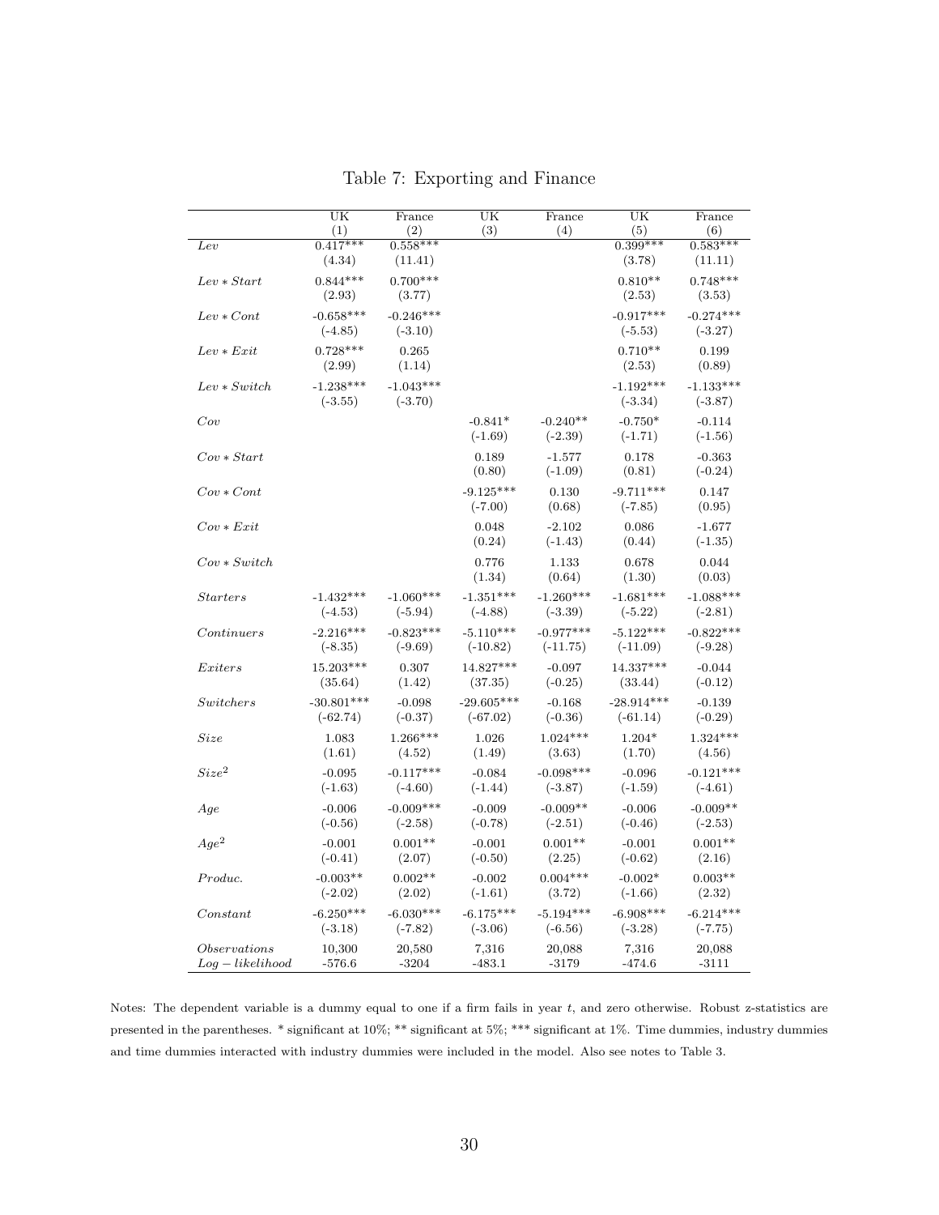# Table 7: Exporting and Finance

| | UK (1) | France (2) | UK (3) | France (4) | UK (5) | France (6) |
|---|---|---|---|---|---|---|
| *Lev* | 0.417*** | 0.558*** | | | 0.399*** | 0.583*** |
| | (4.34) | (11.41) | | | (3.78) | (11.11) |
| *Lev ∗ Start* | 0.844*** | 0.700*** | | | 0.810** | 0.748*** |
| | (2.93) | (3.77) | | | (2.53) | (3.53) |
| *Lev ∗ Cont* | -0.658*** | -0.246*** | | | -0.917*** | -0.274*** |
| | (-4.85) | (-3.10) | | | (-5.53) | (-3.27) |
| *Lev ∗ Exit* | 0.728*** | 0.265 | | | 0.710** | 0.199 |
| | (2.99) | (1.14) | | | (2.53) | (0.89) |
| *Lev ∗ Switch* | -1.238*** | -1.043*** | | | -1.192*** | -1.133*** |
| | (-3.55) | (-3.70) | | | (-3.34) | (-3.87) |
| *Cov* | | | -0.841* | -0.240** | -0.750* | -0.114 |
| | | | (-1.69) | (-2.39) | (-1.71) | (-1.56) |
| *Cov ∗ Start* | | | 0.189 | -1.577 | 0.178 | -0.363 |
| | | | (0.80) | (-1.09) | (0.81) | (-0.24) |
| *Cov ∗ Cont* | | | -9.125*** | 0.130 | -9.711*** | 0.147 |
| | | | (-7.00) | (0.68) | (-7.85) | (0.95) |
| *Cov ∗ Exit* | | | 0.048 | -2.102 | 0.086 | -1.677 |
| | | | (0.24) | (-1.43) | (0.44) | (-1.35) |
| *Cov ∗ Switch* | | | 0.776 | 1.133 | 0.678 | 0.044 |
| | | | (1.34) | (0.64) | (1.30) | (0.03) |
| *Starters* | -1.432*** | -1.060*** | -1.351*** | -1.260*** | -1.681*** | -1.088*** |
| | (-4.53) | (-5.94) | (-4.88) | (-3.39) | (-5.22) | (-2.81) |
| *Continuers* | -2.216*** | -0.823*** | -5.110*** | -0.977*** | -5.122*** | -0.822*** |
| | (-8.35) | (-9.69) | (-10.82) | (-11.75) | (-11.09) | (-9.28) |
| *Exiters* | 15.203*** | 0.307 | 14.827*** | -0.097 | 14.337*** | -0.044 |
| | (35.64) | (1.42) | (37.35) | (-0.25) | (33.44) | (-0.12) |
| *Switchers* | -30.801*** | -0.098 | -29.605*** | -0.168 | -28.914*** | -0.139 |
| | (-62.74) | (-0.37) | (-67.02) | (-0.36) | (-61.14) | (-0.29) |
| *Size* | 1.083 | 1.266*** | 1.026 | 1.024*** | 1.204* | 1.324*** |
| | (1.61) | (4.52) | (1.49) | (3.63) | (1.70) | (4.56) |
| $Size^2$ | -0.095 | -0.117*** | -0.084 | -0.098*** | -0.096 | -0.121*** |
| | (-1.63) | (-4.60) | (-1.44) | (-3.87) | (-1.59) | (-4.61) |
| *Age* | -0.006 | -0.009*** | -0.009 | -0.009** | -0.006 | -0.009** |
| | (-0.56) | (-2.58) | (-0.78) | (-2.51) | (-0.46) | (-2.53) |
| $Age^2$ | -0.001 | 0.001** | -0.001 | 0.001** | -0.001 | 0.001** |
| | (-0.41) | (2.07) | (-0.50) | (2.25) | (-0.62) | (2.16) |
| *Produc.* | -0.003** | 0.002** | -0.002 | 0.004*** | -0.002* | 0.003** |
| | (-2.02) | (2.02) | (-1.61) | (3.72) | (-1.66) | (2.32) |
| *Constant* | -6.250*** | -6.030*** | -6.175*** | -5.194*** | -6.908*** | -6.214*** |
| | (-3.18) | (-7.82) | (-3.06) | (-6.56) | (-3.28) | (-7.75) |
| *Observations* | 10,300 | 20,580 | 7,316 | 20,088 | 7,316 | 20,088 |
| *Log − likelihood* | -576.6 | -3204 | -483.1 | -3179 | -474.6 | -3111 |

Notes: The dependent variable is a dummy equal to one if a firm fails in year $t$, and zero otherwise. Robust z-statistics are presented in the parentheses. * significant at 10%; ** significant at 5%; *** significant at 1%. Time dummies, industry dummies and time dummies interacted with industry dummies were included in the model. Also see notes to Table 3.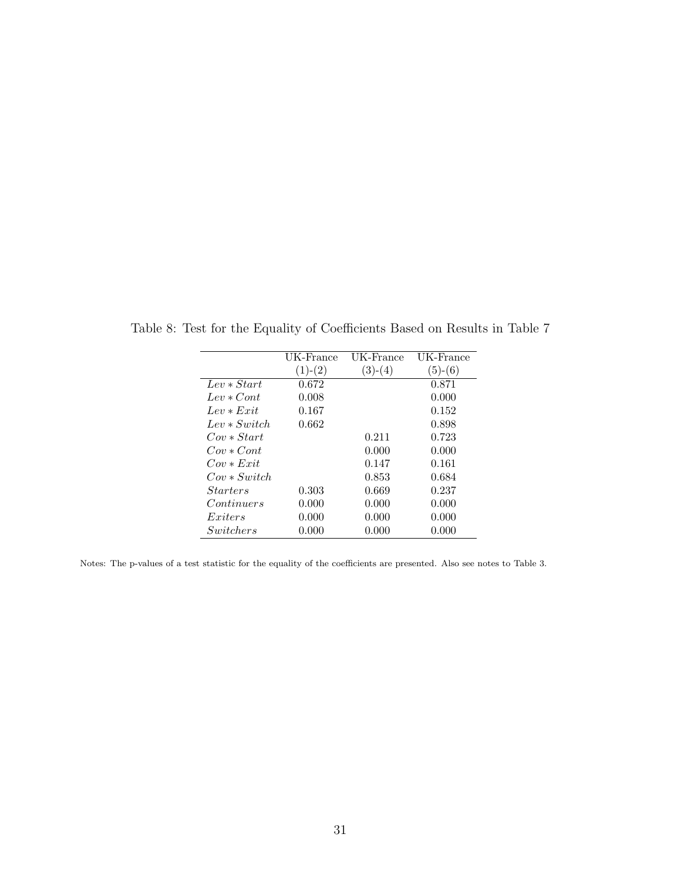Table 8: Test for the Equality of Coefficients Based on Results in Table 7

| | UK-France (1)-(2) | UK-France (3)-(4) | UK-France (5)-(6) |
|---|---|---|---|
| $Lev * Start$ | 0.672 | | 0.871 |
| $Lev * Cont$ | 0.008 | | 0.000 |
| $Lev * Exit$ | 0.167 | | 0.152 |
| $Lev * Switch$ | 0.662 | | 0.898 |
| $Cov * Start$ | | 0.211 | 0.723 |
| $Cov * Cont$ | | 0.000 | 0.000 |
| $Cov * Exit$ | | 0.147 | 0.161 |
| $Cov * Switch$ | | 0.853 | 0.684 |
| $Starters$ | 0.303 | 0.669 | 0.237 |
| $Continuers$ | 0.000 | 0.000 | 0.000 |
| $Exiters$ | 0.000 | 0.000 | 0.000 |
| $Switchers$ | 0.000 | 0.000 | 0.000 |

Notes: The p-values of a test statistic for the equality of the coefficients are presented. Also see notes to Table 3.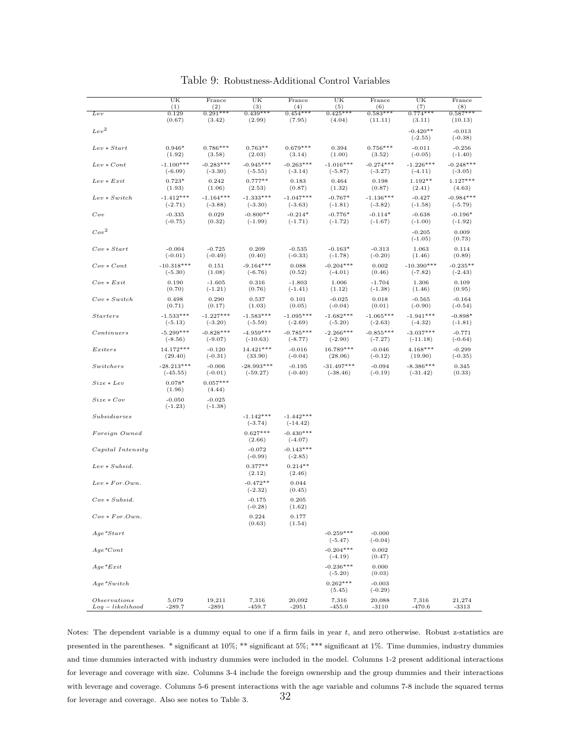Table 9: Robustness-Additional Control Variables

| | UK (1) | France (2) | UK (3) | France (4) | UK (5) | France (6) | UK (7) | France (8) |
|---|---|---|---|---|---|---|---|---|
| *Lev* | 0.129 | 0.291*** | 0.439*** | 0.454*** | 0.425*** | 0.583*** | 0.774*** | 0.587*** |
| | (0.67) | (3.42) | (2.99) | (7.95) | (4.04) | (11.11) | (3.11) | (10.13) |
| $Lev^2$ | | | | | | | -0.420** | -0.013 |
| | | | | | | | (-2.55) | (-0.38) |
| $Lev*Start$ | 0.946* | 0.786*** | 0.763** | 0.679*** | 0.394 | 0.756*** | -0.011 | -0.256 |
| | (1.92) | (3.58) | (2.03) | (3.14) | (1.00) | (3.52) | (-0.05) | (-1.40) |
| $Lev*Cont$ | -1.100*** | -0.283*** | -0.945*** | -0.263*** | -1.016*** | -0.274*** | -1.226*** | -0.248*** |
| | (-6.09) | (-3.30) | (-5.55) | (-3.14) | (-5.87) | (-3.27) | (-4.11) | (-3.05) |
| $Lev*Exit$ | 0.723* | 0.242 | 0.777** | 0.183 | 0.464 | 0.198 | 1.192** | 1.127*** |
| | (1.93) | (1.06) | (2.53) | (0.87) | (1.32) | (0.87) | (2.41) | (4.63) |
| $Lev*Switch$ | -1.412*** | -1.164*** | -1.333*** | -1.047*** | -0.767* | -1.136*** | -0.427 | -0.984*** |
| | (-2.71) | (-3.88) | (-3.30) | (-3.63) | (-1.81) | (-3.82) | (-1.58) | (-5.79) |
| *Cov* | -0.335 | 0.029 | -0.800** | -0.214* | -0.776* | -0.114* | -0.638 | -0.196* |
| | (-0.75) | (0.32) | (-1.99) | (-1.71) | (-1.72) | (-1.67) | (-1.00) | (-1.92) |
| $Cov^2$ | | | | | | | -0.205 | 0.009 |
| | | | | | | | (-1.05) | (0.73) |
| $Cov*Start$ | -0.004 | -0.725 | 0.209 | -0.535 | -0.163* | -0.313 | 1.063 | 0.114 |
| | (-0.01) | (-0.49) | (0.40) | (-0.33) | (-1.78) | (-0.20) | (1.46) | (0.89) |
| $Cov*Cont$ | -10.318*** | 0.151 | -9.164*** | 0.088 | -0.204*** | 0.002 | -10.390*** | -0.235** |
| | (-5.30) | (1.08) | (-6.76) | (0.52) | (-4.01) | (0.46) | (-7.82) | (-2.43) |
| $Cov*Exit$ | 0.190 | -1.605 | 0.316 | -1.803 | 1.006 | -1.704 | 1.306 | 0.109 |
| | (0.70) | (-1.21) | (0.76) | (-1.41) | (1.12) | (-1.38) | (1.46) | (0.95) |
| $Cov*Switch$ | 0.498 | 0.290 | 0.537 | 0.101 | -0.025 | 0.018 | -0.565 | -0.164 |
| | (0.71) | (0.17) | (1.03) | (0.05) | (-0.04) | (0.01) | (-0.90) | (-0.54) |
| *Starters* | -1.533*** | -1.227*** | -1.583*** | -1.095*** | -1.682*** | -1.065*** | -1.941*** | -0.898* |
| | (-5.13) | (-3.20) | (-5.59) | (-2.69) | (-5.20) | (-2.63) | (-4.32) | (-1.81) |
| *Continuers* | -5.299*** | -0.828*** | -4.959*** | -0.785*** | -2.266*** | -0.855*** | -3.037*** | -0.771 |
| | (-8.56) | (-9.07) | (-10.63) | (-8.77) | (-2.90) | (-7.27) | (-11.18) | (-0.64) |
| *Exiters* | 14.172*** | -0.120 | 14.421*** | -0.016 | 16.789*** | -0.046 | 4.168*** | -0.299 |
| | (29.40) | (-0.31) | (33.90) | (-0.04) | (28.06) | (-0.12) | (19.90) | (-0.35) |
| *Switchers* | -28.213*** | -0.006 | -28.993*** | -0.195 | -31.497*** | -0.094 | -8.386*** | 0.345 |
| | (-45.55) | (-0.01) | (-59.27) | (-0.40) | (-38.46) | (-0.19) | (-31.42) | (0.33) |
| $Size*Lev$ | 0.078* | 0.057*** | | | | | | |
| | (1.96) | (4.44) | | | | | | |
| $Size*Cov$ | -0.050 | -0.025 | | | | | | |
| | (-1.23) | (-1.38) | | | | | | |
| *Subsidiaries* | | | -1.142*** | -1.442*** | | | | |
| | | | (-3.74) | (-14.42) | | | | |
| *Foreign Owned* | | | 0.627*** | -0.430*** | | | | |
| | | | (2.66) | (-4.07) | | | | |
| *Capital Intensity* | | | -0.072 | -0.143*** | | | | |
| | | | (-0.99) | (-2.85) | | | | |
| $Lev*Subsid.$ | | | 0.377** | 0.214** | | | | |
| | | | (2.12) | (2.46) | | | | |
| $Lev*For.Own.$ | | | -0.472** | 0.044 | | | | |
| | | | (-2.32) | (0.45) | | | | |
| $Cov*Subsid.$ | | | -0.175 | 0.205 | | | | |
| | | | (-0.28) | (1.62) | | | | |
| $Cov*For.Own.$ | | | 0.224 | 0.177 | | | | |
| | | | (0.63) | (1.54) | | | | |
| *Age\*Start* | | | | | -0.259*** | -0.000 | | |
| | | | | | (-5.47) | (-0.04) | | |
| *Age\*Cont* | | | | | -0.204*** | 0.002 | | |
| | | | | | (-4.19) | (0.47) | | |
| *Age\*Exit* | | | | | -0.236*** | 0.000 | | |
| | | | | | (-5.20) | (0.03) | | |
| *Age\*Switch* | | | | | 0.262*** | -0.003 | | |
| | | | | | (5.45) | (-0.29) | | |
| *Observations* | 5,079 | 19,211 | 7,316 | 20,092 | 7,316 | 20,088 | 7,316 | 21,274 |
| $Log-likelihood$ | -289.7 | -2891 | -459.7 | -2951 | -455.0 | -3110 | -470.6 | -3313 |

Notes: The dependent variable is a dummy equal to one if a firm fails in year $t$, and zero otherwise. Robust z-statistics are presented in the parentheses. * significant at 10%; ** significant at 5%; *** significant at 1%. Time dummies, industry dummies and time dummies interacted with industry dummies were included in the model. Columns 1-2 present additional interactions for leverage and coverage with size. Columns 3-4 include the foreign ownership and the group dummies and their interactions with leverage and coverage. Columns 5-6 present interactions with the age variable and columns 7-8 include the squared terms for leverage and coverage. Also see notes to Table 3.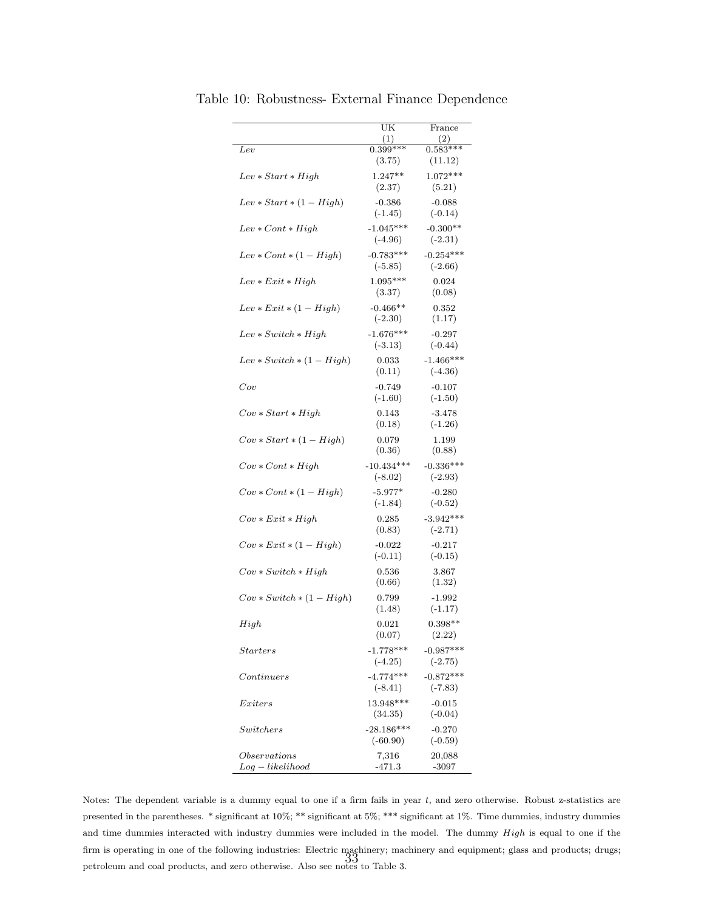Table 10: Robustness- External Finance Dependence

| | UK (1) | France (2) |
|---|---|---|
| $Lev$ | 0.399*** | 0.583*** |
| | (3.75) | (11.12) |
| $Lev * Start * High$ | 1.247** | 1.072*** |
| | (2.37) | (5.21) |
| $Lev * Start * (1 - High)$ | -0.386 | -0.088 |
| | (-1.45) | (-0.14) |
| $Lev * Cont * High$ | -1.045*** | -0.300** |
| | (-4.96) | (-2.31) |
| $Lev * Cont * (1 - High)$ | -0.783*** | -0.254*** |
| | (-5.85) | (-2.66) |
| $Lev * Exit * High$ | 1.095*** | 0.024 |
| | (3.37) | (0.08) |
| $Lev * Exit * (1 - High)$ | -0.466** | 0.352 |
| | (-2.30) | (1.17) |
| $Lev * Switch * High$ | -1.676*** | -0.297 |
| | (-3.13) | (-0.44) |
| $Lev * Switch * (1 - High)$ | 0.033 | -1.466*** |
| | (0.11) | (-4.36) |
| $Cov$ | -0.749 | -0.107 |
| | (-1.60) | (-1.50) |
| $Cov * Start * High$ | 0.143 | -3.478 |
| | (0.18) | (-1.26) |
| $Cov * Start * (1 - High)$ | 0.079 | 1.199 |
| | (0.36) | (0.88) |
| $Cov * Cont * High$ | -10.434*** | -0.336*** |
| | (-8.02) | (-2.93) |
| $Cov * Cont * (1 - High)$ | -5.977* | -0.280 |
| | (-1.84) | (-0.52) |
| $Cov * Exit * High$ | 0.285 | -3.942*** |
| | (0.83) | (-2.71) |
| $Cov * Exit * (1 - High)$ | -0.022 | -0.217 |
| | (-0.11) | (-0.15) |
| $Cov * Switch * High$ | 0.536 | 3.867 |
| | (0.66) | (1.32) |
| $Cov * Switch * (1 - High)$ | 0.799 | -1.992 |
| | (1.48) | (-1.17) |
| $High$ | 0.021 | 0.398** |
| | (0.07) | (2.22) |
| $Starters$ | -1.778*** | -0.987*** |
| | (-4.25) | (-2.75) |
| $Continuers$ | -4.774*** | -0.872*** |
| | (-8.41) | (-7.83) |
| $Exiters$ | 13.948*** | -0.015 |
| | (34.35) | (-0.04) |
| $Switchers$ | -28.186*** | -0.270 |
| | (-60.90) | (-0.59) |
| $Observations$ | 7,316 | 20,088 |
| $Log-likelihood$ | -471.3 | -3097 |

Notes: The dependent variable is a dummy equal to one if a firm fails in year $t$, and zero otherwise. Robust z-statistics are presented in the parentheses. * significant at 10%; ** significant at 5%; *** significant at 1%. Time dummies, industry dummies and time dummies interacted with industry dummies were included in the model. The dummy $High$ is equal to one if the firm is operating in one of the following industries: Electric machinery; machinery and equipment; glass and products; drugs; petroleum and coal products, and zero otherwise. Also see notes to Table 3.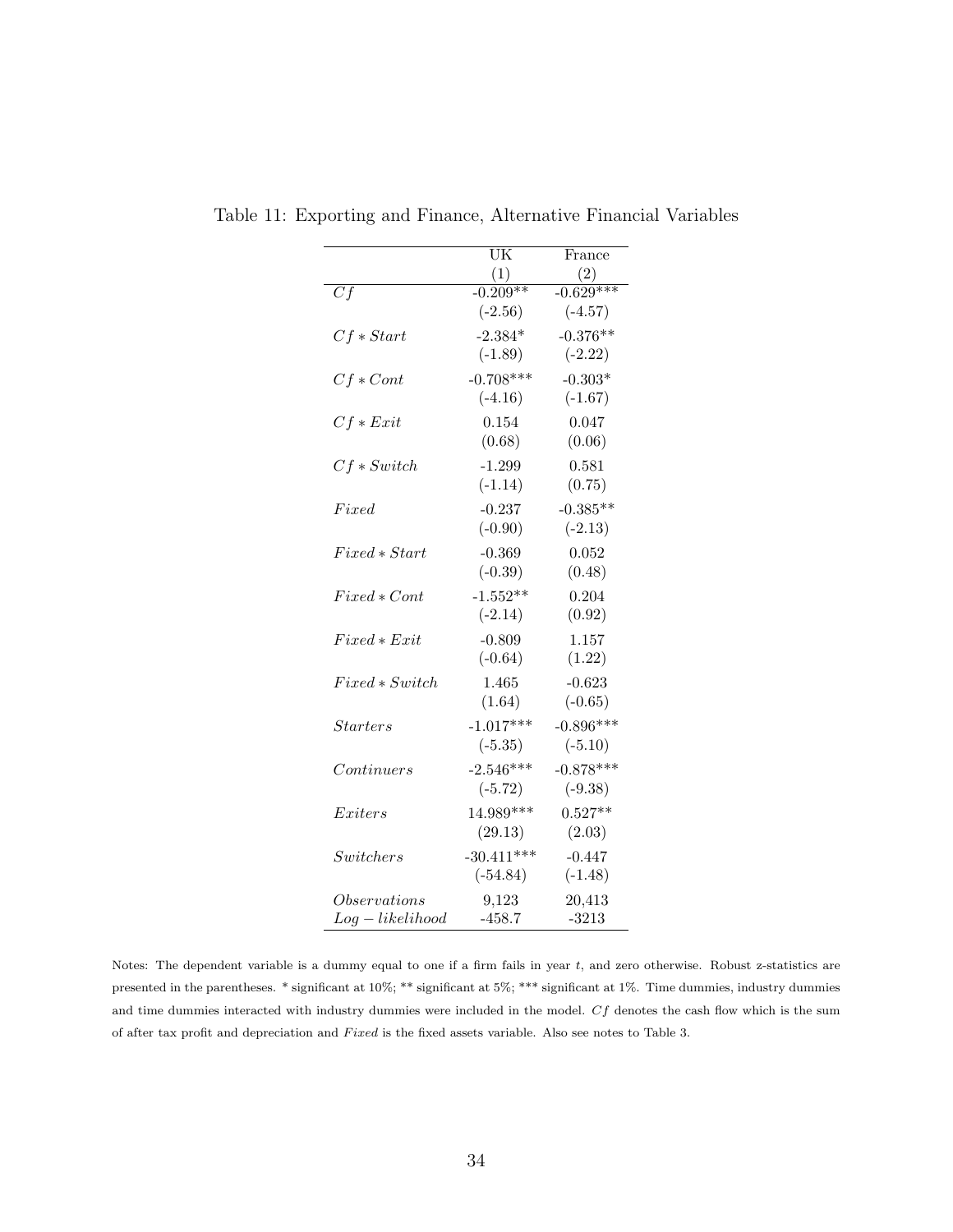Table 11: Exporting and Finance, Alternative Financial Variables

| | UK | France |
|---|---|---|
| | (1) | (2) |
| $Cf$ | -0.209** | -0.629*** |
| | (-2.56) | (-4.57) |
| $Cf * Start$ | -2.384* | -0.376** |
| | (-1.89) | (-2.22) |
| $Cf * Cont$ | -0.708*** | -0.303* |
| | (-4.16) | (-1.67) |
| $Cf * Exit$ | 0.154 | 0.047 |
| | (0.68) | (0.06) |
| $Cf * Switch$ | -1.299 | 0.581 |
| | (-1.14) | (0.75) |
| $Fixed$ | -0.237 | -0.385** |
| | (-0.90) | (-2.13) |
| $Fixed * Start$ | -0.369 | 0.052 |
| | (-0.39) | (0.48) |
| $Fixed * Cont$ | -1.552** | 0.204 |
| | (-2.14) | (0.92) |
| $Fixed * Exit$ | -0.809 | 1.157 |
| | (-0.64) | (1.22) |
| $Fixed * Switch$ | 1.465 | -0.623 |
| | (1.64) | (-0.65) |
| $Starters$ | -1.017*** | -0.896*** |
| | (-5.35) | (-5.10) |
| $Continuers$ | -2.546*** | -0.878*** |
| | (-5.72) | (-9.38) |
| $Exiters$ | 14.989*** | 0.527** |
| | (29.13) | (2.03) |
| $Switchers$ | -30.411*** | -0.447 |
| | (-54.84) | (-1.48) |
| $Observations$ | 9,123 | 20,413 |
| $Log-likelihood$ | -458.7 | -3213 |

Notes: The dependent variable is a dummy equal to one if a firm fails in year $t$, and zero otherwise. Robust z-statistics are presented in the parentheses. * significant at 10%; ** significant at 5%; *** significant at 1%. Time dummies, industry dummies and time dummies interacted with industry dummies were included in the model. $Cf$ denotes the cash flow which is the sum of after tax profit and depreciation and *Fixed* is the fixed assets variable. Also see notes to Table 3.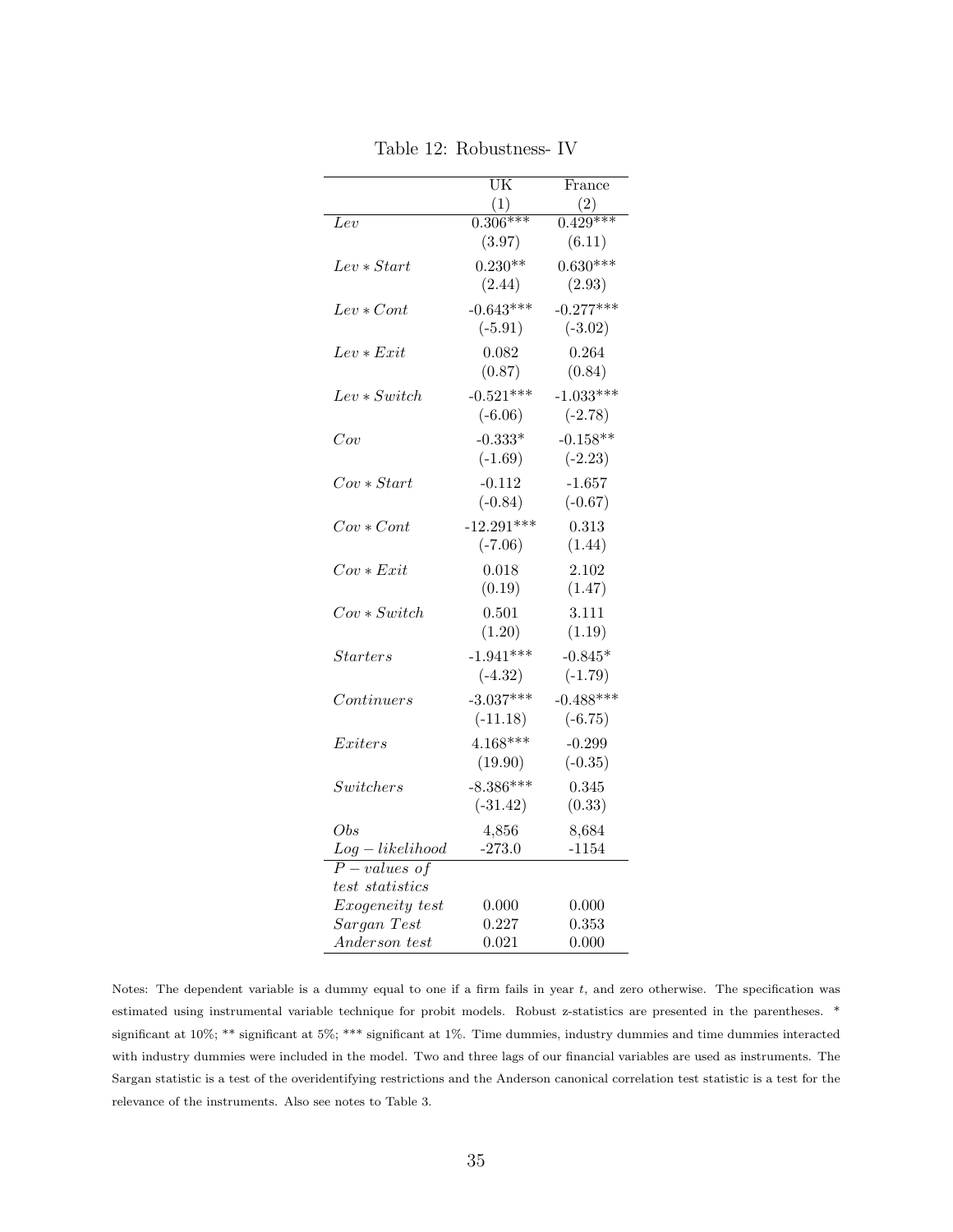Table 12: Robustness- IV

| | UK | France |
|---|---|---|
| | (1) | (2) |
| $Lev$ | 0.306*** | 0.429*** |
| | (3.97) | (6.11) |
| $Lev * Start$ | 0.230** | 0.630*** |
| | (2.44) | (2.93) |
| $Lev * Cont$ | -0.643*** | -0.277*** |
| | (-5.91) | (-3.02) |
| $Lev * Exit$ | 0.082 | 0.264 |
| | (0.87) | (0.84) |
| $Lev * Switch$ | -0.521*** | -1.033*** |
| | (-6.06) | (-2.78) |
| $Cov$ | -0.333* | -0.158** |
| | (-1.69) | (-2.23) |
| $Cov * Start$ | -0.112 | -1.657 |
| | (-0.84) | (-0.67) |
| $Cov * Cont$ | -12.291*** | 0.313 |
| | (-7.06) | (1.44) |
| $Cov * Exit$ | 0.018 | 2.102 |
| | (0.19) | (1.47) |
| $Cov * Switch$ | 0.501 | 3.111 |
| | (1.20) | (1.19) |
| $Starters$ | -1.941*** | -0.845* |
| | (-4.32) | (-1.79) |
| $Continuers$ | -3.037*** | -0.488*** |
| | (-11.18) | (-6.75) |
| $Exiters$ | 4.168*** | -0.299 |
| | (19.90) | (-0.35) |
| $Switchers$ | -8.386*** | 0.345 |
| | (-31.42) | (0.33) |
| $Obs$ | 4,856 | 8,684 |
| $Log - likelihood$ | -273.0 | -1154 |
| $P - values\ of$ $test\ statistics$ | | |
| $Exogeneity\ test$ | 0.000 | 0.000 |
| $Sargan\ Test$ | 0.227 | 0.353 |
| $Anderson\ test$ | 0.021 | 0.000 |

Notes: The dependent variable is a dummy equal to one if a firm fails in year $t$, and zero otherwise. The specification was estimated using instrumental variable technique for probit models. Robust z-statistics are presented in the parentheses. * significant at 10%; ** significant at 5%; *** significant at 1%. Time dummies, industry dummies and time dummies interacted with industry dummies were included in the model. Two and three lags of our financial variables are used as instruments. The Sargan statistic is a test of the overidentifying restrictions and the Anderson canonical correlation test statistic is a test for the relevance of the instruments. Also see notes to Table 3.